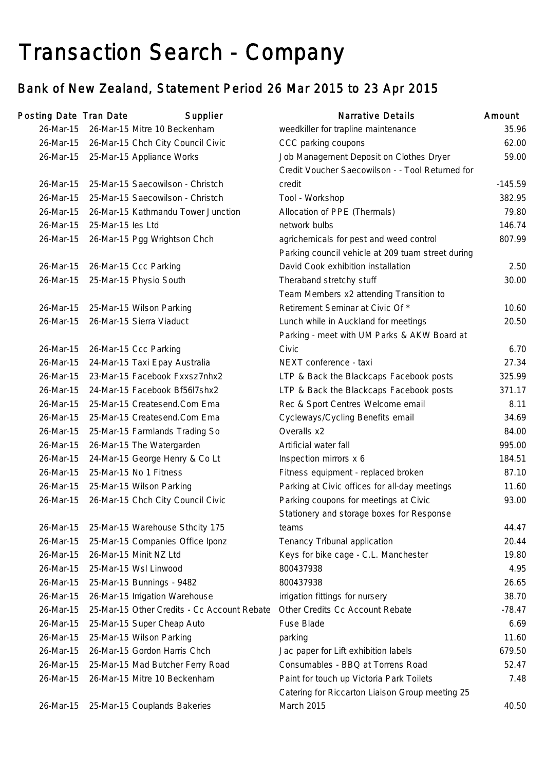# Transaction Search - Company

## Bank of New Zealand, Statement Period 26 Mar 2015 to 23 Apr 2015

| Posting Date | Tran Date | Supplier | Narrative Details | Amount |
|---|---|---|---|---|
| 26-Mar-15 | 26-Mar-15 | Mitre 10 Beckenham | weedkiller for trapline maintenance | 35.96 |
| 26-Mar-15 | 26-Mar-15 | Chch City Council Civic | CCC parking coupons | 62.00 |
| 26-Mar-15 | 25-Mar-15 | Appliance Works | Job Management Deposit on Clothes Dryer | 59.00 |
| 26-Mar-15 | 25-Mar-15 | Saecowilson - Christch | Credit Voucher Saecowilson - - Tool Returned for credit | -145.59 |
| 26-Mar-15 | 25-Mar-15 | Saecowilson - Christch | Tool - Workshop | 382.95 |
| 26-Mar-15 | 26-Mar-15 | Kathmandu Tower Junction | Allocation of PPE (Thermals) | 79.80 |
| 26-Mar-15 | 25-Mar-15 | Ies Ltd | network bulbs | 146.74 |
| 26-Mar-15 | 26-Mar-15 | Pgg Wrightson Chch | agrichemicals for pest and weed control | 807.99 |
| 26-Mar-15 | 26-Mar-15 | Ccc Parking | Parking council vehicle at 209 tuam street during David Cook exhibition installation | 2.50 |
| 26-Mar-15 | 25-Mar-15 | Physio South | Theraband stretchy stuff | 30.00 |
| 26-Mar-15 | 25-Mar-15 | Wilson Parking | Team Members x2 attending Transition to Retirement Seminar at Civic Of * | 10.60 |
| 26-Mar-15 | 26-Mar-15 | Sierra Viaduct | Lunch while in Auckland for meetings | 20.50 |
| 26-Mar-15 | 26-Mar-15 | Ccc Parking | Parking - meet with UM Parks & AKW Board at Civic | 6.70 |
| 26-Mar-15 | 24-Mar-15 | Taxi Epay Australia | NEXT conference - taxi | 27.34 |
| 26-Mar-15 | 23-Mar-15 | Facebook Fxxsz7nhx2 | LTP & Back the Blackcaps Facebook posts | 325.99 |
| 26-Mar-15 | 24-Mar-15 | Facebook Bf56l7shx2 | LTP & Back the Blackcaps Facebook posts | 371.17 |
| 26-Mar-15 | 25-Mar-15 | Createsend.Com Ema | Rec & Sport Centres Welcome email | 8.11 |
| 26-Mar-15 | 25-Mar-15 | Createsend.Com Ema | Cycleways/Cycling Benefits email | 34.69 |
| 26-Mar-15 | 25-Mar-15 | Farmlands Trading So | Overalls x2 | 84.00 |
| 26-Mar-15 | 26-Mar-15 | The Watergarden | Artificial water fall | 995.00 |
| 26-Mar-15 | 24-Mar-15 | George Henry & Co Lt | Inspection mirrors x 6 | 184.51 |
| 26-Mar-15 | 25-Mar-15 | No 1 Fitness | Fitness equipment - replaced broken | 87.10 |
| 26-Mar-15 | 25-Mar-15 | Wilson Parking | Parking at Civic offices for all-day meetings | 11.60 |
| 26-Mar-15 | 26-Mar-15 | Chch City Council Civic | Parking coupons for meetings at Civic | 93.00 |
| 26-Mar-15 | 25-Mar-15 | Warehouse Sthcity 175 | Stationery and storage boxes for Response teams | 44.47 |
| 26-Mar-15 | 25-Mar-15 | Companies Office Iponz | Tenancy Tribunal application | 20.44 |
| 26-Mar-15 | 26-Mar-15 | Minit NZ Ltd | Keys for bike cage - C.L. Manchester | 19.80 |
| 26-Mar-15 | 25-Mar-15 | Wsl Linwood | 800437938 | 4.95 |
| 26-Mar-15 | 25-Mar-15 | Bunnings - 9482 | 800437938 | 26.65 |
| 26-Mar-15 | 26-Mar-15 | Irrigation Warehouse | irrigation fittings for nursery | 38.70 |
| 26-Mar-15 | 25-Mar-15 | Other Credits - Cc Account Rebate | Other Credits Cc Account Rebate | -78.47 |
| 26-Mar-15 | 25-Mar-15 | Super Cheap Auto | Fuse Blade | 6.69 |
| 26-Mar-15 | 25-Mar-15 | Wilson Parking | parking | 11.60 |
| 26-Mar-15 | 26-Mar-15 | Gordon Harris Chch | Jac paper for Lift exhibition labels | 679.50 |
| 26-Mar-15 | 25-Mar-15 | Mad Butcher Ferry Road | Consumables - BBQ at Torrens Road | 52.47 |
| 26-Mar-15 | 26-Mar-15 | Mitre 10 Beckenham | Paint for touch up Victoria Park Toilets | 7.48 |
| 26-Mar-15 | 25-Mar-15 | Couplands Bakeries | Catering for Riccarton Liaison Group meeting 25 March 2015 | 40.50 |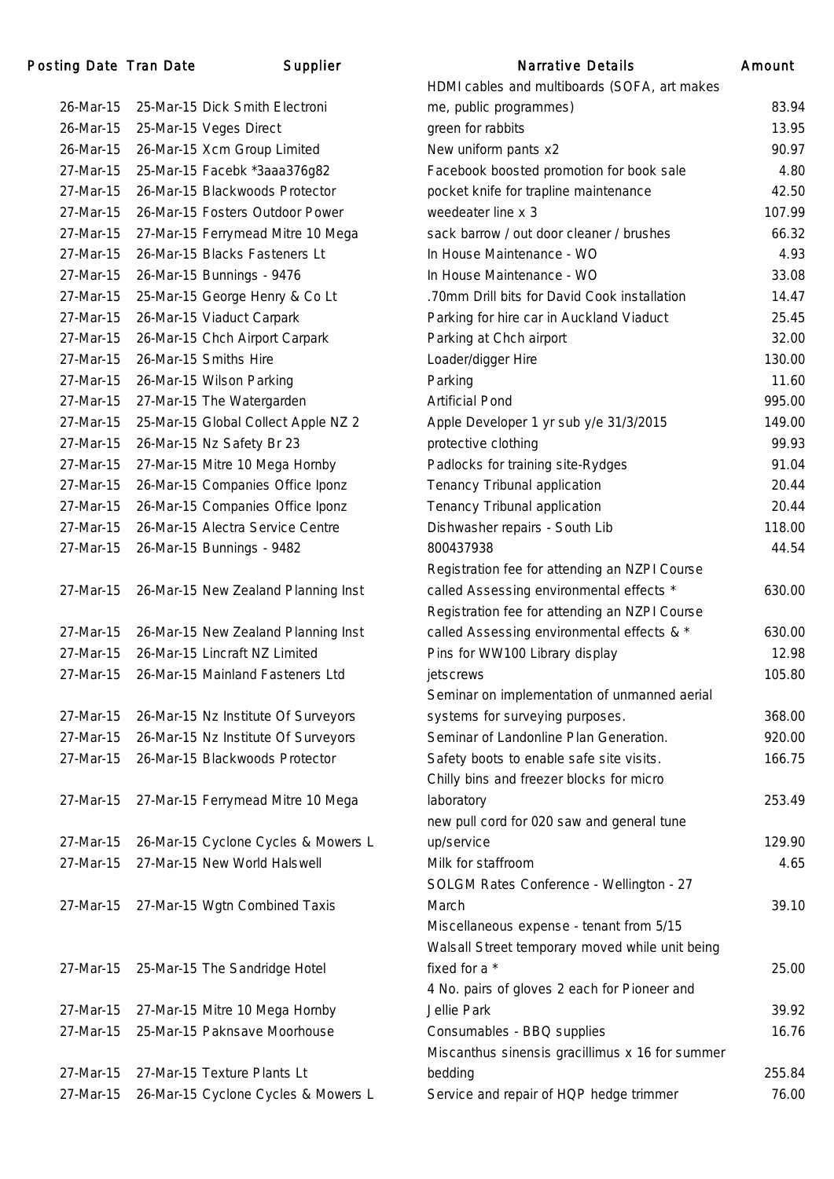| Posting Date | Tran Date | Supplier | Narrative Details | Amount |
|---|---|---|---|---|
| 26-Mar-15 | 25-Mar-15 | Dick Smith Electroni | HDMI cables and multiboards (SOFA, art makes me, public programmes) | 83.94 |
| 26-Mar-15 | 25-Mar-15 | Veges Direct | green for rabbits | 13.95 |
| 26-Mar-15 | 26-Mar-15 | Xcm Group Limited | New uniform pants x2 | 90.97 |
| 27-Mar-15 | 25-Mar-15 | Facebk *3aaa376g82 | Facebook boosted promotion for book sale | 4.80 |
| 27-Mar-15 | 26-Mar-15 | Blackwoods Protector | pocket knife for trapline maintenance | 42.50 |
| 27-Mar-15 | 26-Mar-15 | Fosters Outdoor Power | weedeater line x 3 | 107.99 |
| 27-Mar-15 | 27-Mar-15 | Ferrymead Mitre 10 Mega | sack barrow / out door cleaner / brushes | 66.32 |
| 27-Mar-15 | 26-Mar-15 | Blacks Fasteners Lt | In House Maintenance - WO | 4.93 |
| 27-Mar-15 | 26-Mar-15 | Bunnings - 9476 | In House Maintenance - WO | 33.08 |
| 27-Mar-15 | 25-Mar-15 | George Henry & Co Lt | .70mm Drill bits for David Cook installation | 14.47 |
| 27-Mar-15 | 26-Mar-15 | Viaduct Carpark | Parking for hire car in Auckland Viaduct | 25.45 |
| 27-Mar-15 | 26-Mar-15 | Chch Airport Carpark | Parking at Chch airport | 32.00 |
| 27-Mar-15 | 26-Mar-15 | Smiths Hire | Loader/digger Hire | 130.00 |
| 27-Mar-15 | 26-Mar-15 | Wilson Parking | Parking | 11.60 |
| 27-Mar-15 | 27-Mar-15 | The Watergarden | Artificial Pond | 995.00 |
| 27-Mar-15 | 25-Mar-15 | Global Collect Apple NZ 2 | Apple Developer 1 yr sub y/e 31/3/2015 | 149.00 |
| 27-Mar-15 | 26-Mar-15 | Nz Safety Br 23 | protective clothing | 99.93 |
| 27-Mar-15 | 27-Mar-15 | Mitre 10 Mega Hornby | Padlocks for training site-Rydges | 91.04 |
| 27-Mar-15 | 26-Mar-15 | Companies Office Iponz | Tenancy Tribunal application | 20.44 |
| 27-Mar-15 | 26-Mar-15 | Companies Office Iponz | Tenancy Tribunal application | 20.44 |
| 27-Mar-15 | 26-Mar-15 | Alectra Service Centre | Dishwasher repairs - South Lib | 118.00 |
| 27-Mar-15 | 26-Mar-15 | Bunnings - 9482 | 800437938 | 44.54 |
| 27-Mar-15 | 26-Mar-15 | New Zealand Planning Inst | Registration fee for attending an NZPI Course called Assessing environmental effects * | 630.00 |
| 27-Mar-15 | 26-Mar-15 | New Zealand Planning Inst | Registration fee for attending an NZPI Course called Assessing environmental effects & * | 630.00 |
| 27-Mar-15 | 26-Mar-15 | Lincraft NZ Limited | Pins for WW100 Library display | 12.98 |
| 27-Mar-15 | 26-Mar-15 | Mainland Fasteners Ltd | jetscrews | 105.80 |
| 27-Mar-15 | 26-Mar-15 | Nz Institute Of Surveyors | Seminar on implementation of unmanned aerial systems for surveying purposes. | 368.00 |
| 27-Mar-15 | 26-Mar-15 | Nz Institute Of Surveyors | Seminar of Landonline Plan Generation. | 920.00 |
| 27-Mar-15 | 26-Mar-15 | Blackwoods Protector | Safety boots to enable safe site visits. | 166.75 |
| 27-Mar-15 | 27-Mar-15 | Ferrymead Mitre 10 Mega | Chilly bins and freezer blocks for micro laboratory | 253.49 |
| 27-Mar-15 | 26-Mar-15 | Cyclone Cycles & Mowers L | new pull cord for 020 saw and general tune up/service | 129.90 |
| 27-Mar-15 | 27-Mar-15 | New World Halswell | Milk for staffroom | 4.65 |
| 27-Mar-15 | 27-Mar-15 | Wgtn Combined Taxis | SOLGM Rates Conference - Wellington - 27 March | 39.10 |
| 27-Mar-15 | 25-Mar-15 | The Sandridge Hotel | Miscellaneous expense - tenant from 5/15 Walsall Street temporary moved while unit being fixed for a * | 25.00 |
| 27-Mar-15 | 27-Mar-15 | Mitre 10 Mega Hornby | 4 No. pairs of gloves 2 each for Pioneer and Jellie Park | 39.92 |
| 27-Mar-15 | 25-Mar-15 | Paknsave Moorhouse | Consumables - BBQ supplies | 16.76 |
| 27-Mar-15 | 27-Mar-15 | Texture Plants Lt | Miscanthus sinensis gracillimus x 16 for summer bedding | 255.84 |
| 27-Mar-15 | 26-Mar-15 | Cyclone Cycles & Mowers L | Service and repair of HQP hedge trimmer | 76.00 |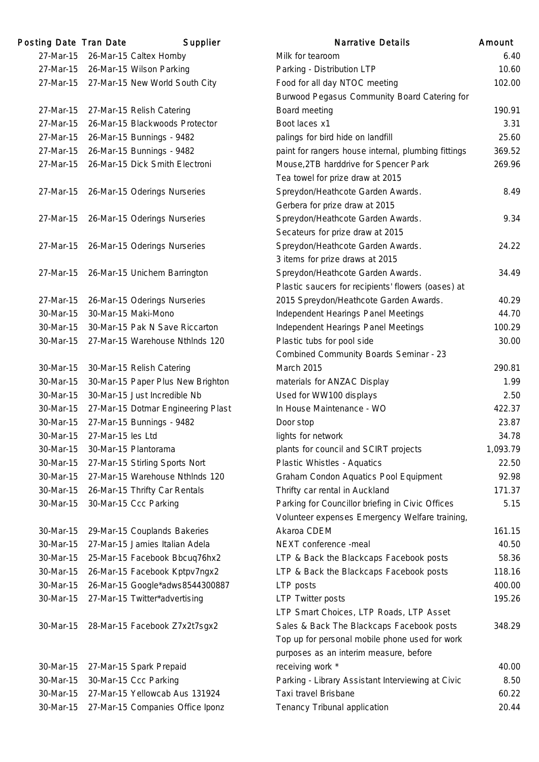| Posting Date | Tran Date | Supplier | Narrative Details | Amount |
|---|---|---|---|---|
| 27-Mar-15 | 26-Mar-15 | Caltex Hornby | Milk for tearoom | 6.40 |
| 27-Mar-15 | 26-Mar-15 | Wilson Parking | Parking - Distribution LTP | 10.60 |
| 27-Mar-15 | 27-Mar-15 | New World South City | Food for all day NTOC meeting | 102.00 |
| 27-Mar-15 | 27-Mar-15 | Relish Catering | Burwood Pegasus Community Board Catering for Board meeting | 190.91 |
| 27-Mar-15 | 26-Mar-15 | Blackwoods Protector | Boot laces x1 | 3.31 |
| 27-Mar-15 | 26-Mar-15 | Bunnings - 9482 | palings for bird hide on landfill | 25.60 |
| 27-Mar-15 | 26-Mar-15 | Bunnings - 9482 | paint for rangers house internal, plumbing fittings | 369.52 |
| 27-Mar-15 | 26-Mar-15 | Dick Smith Electroni | Mouse,2TB harddrive for Spencer Park | 269.96 |
| 27-Mar-15 | 26-Mar-15 | Oderings Nurseries | Tea towel for prize draw at 2015 Spreydon/Heathcote Garden Awards. | 8.49 |
| 27-Mar-15 | 26-Mar-15 | Oderings Nurseries | Gerbera for prize draw at 2015 Spreydon/Heathcote Garden Awards. | 9.34 |
| 27-Mar-15 | 26-Mar-15 | Oderings Nurseries | Secateurs for prize draw at 2015 Spreydon/Heathcote Garden Awards. | 24.22 |
| 27-Mar-15 | 26-Mar-15 | Unichem Barrington | 3 items for prize draws at 2015 Spreydon/Heathcote Garden Awards. | 34.49 |
| 27-Mar-15 | 26-Mar-15 | Oderings Nurseries | Plastic saucers for recipients' flowers (oases) at 2015 Spreydon/Heathcote Garden Awards. | 40.29 |
| 30-Mar-15 | 30-Mar-15 | Maki-Mono | Independent Hearings Panel Meetings | 44.70 |
| 30-Mar-15 | 30-Mar-15 | Pak N Save Riccarton | Independent Hearings Panel Meetings | 100.29 |
| 30-Mar-15 | 27-Mar-15 | Warehouse Nthlnds 120 | Plastic tubs for pool side | 30.00 |
| 30-Mar-15 | 30-Mar-15 | Relish Catering | Combined Community Boards Seminar - 23 March 2015 | 290.81 |
| 30-Mar-15 | 30-Mar-15 | Paper Plus New Brighton | materials for ANZAC Display | 1.99 |
| 30-Mar-15 | 30-Mar-15 | Just Incredible Nb | Used for WW100 displays | 2.50 |
| 30-Mar-15 | 27-Mar-15 | Dotmar Engineering Plast | In House Maintenance - WO | 422.37 |
| 30-Mar-15 | 27-Mar-15 | Bunnings - 9482 | Door stop | 23.87 |
| 30-Mar-15 | 27-Mar-15 | Ies Ltd | lights for network | 34.78 |
| 30-Mar-15 | 30-Mar-15 | Plantorama | plants for council and SCIRT projects | 1,093.79 |
| 30-Mar-15 | 27-Mar-15 | Stirling Sports Nort | Plastic Whistles - Aquatics | 22.50 |
| 30-Mar-15 | 27-Mar-15 | Warehouse Nthlnds 120 | Graham Condon Aquatics Pool Equipment | 92.98 |
| 30-Mar-15 | 26-Mar-15 | Thrifty Car Rentals | Thrifty car rental in Auckland | 171.37 |
| 30-Mar-15 | 30-Mar-15 | Ccc Parking | Parking for Councillor briefing in Civic Offices | 5.15 |
| 30-Mar-15 | 29-Mar-15 | Couplands Bakeries | Volunteer expenses Emergency Welfare training, Akaroa CDEM | 161.15 |
| 30-Mar-15 | 27-Mar-15 | Jamies Italian Adela | NEXT conference -meal | 40.50 |
| 30-Mar-15 | 25-Mar-15 | Facebook Bbcuq76hx2 | LTP & Back the Blackcaps Facebook posts | 58.36 |
| 30-Mar-15 | 26-Mar-15 | Facebook Kptpv7ngx2 | LTP & Back the Blackcaps Facebook posts | 118.16 |
| 30-Mar-15 | 26-Mar-15 | Google*adws8544300887 | LTP posts | 400.00 |
| 30-Mar-15 | 27-Mar-15 | Twitter*advertising | LTP Twitter posts | 195.26 |
| 30-Mar-15 | 28-Mar-15 | Facebook Z7x2t7sgx2 | LTP Smart Choices, LTP Roads, LTP Asset Sales & Back The Blackcaps Facebook posts | 348.29 |
| 30-Mar-15 | 27-Mar-15 | Spark Prepaid | Top up for personal mobile phone used for work purposes as an interim measure, before receiving work * | 40.00 |
| 30-Mar-15 | 30-Mar-15 | Ccc Parking | Parking - Library Assistant Interviewing at Civic | 8.50 |
| 30-Mar-15 | 27-Mar-15 | Yellowcab Aus 131924 | Taxi travel Brisbane | 60.22 |
| 30-Mar-15 | 27-Mar-15 | Companies Office Iponz | Tenancy Tribunal application | 20.44 |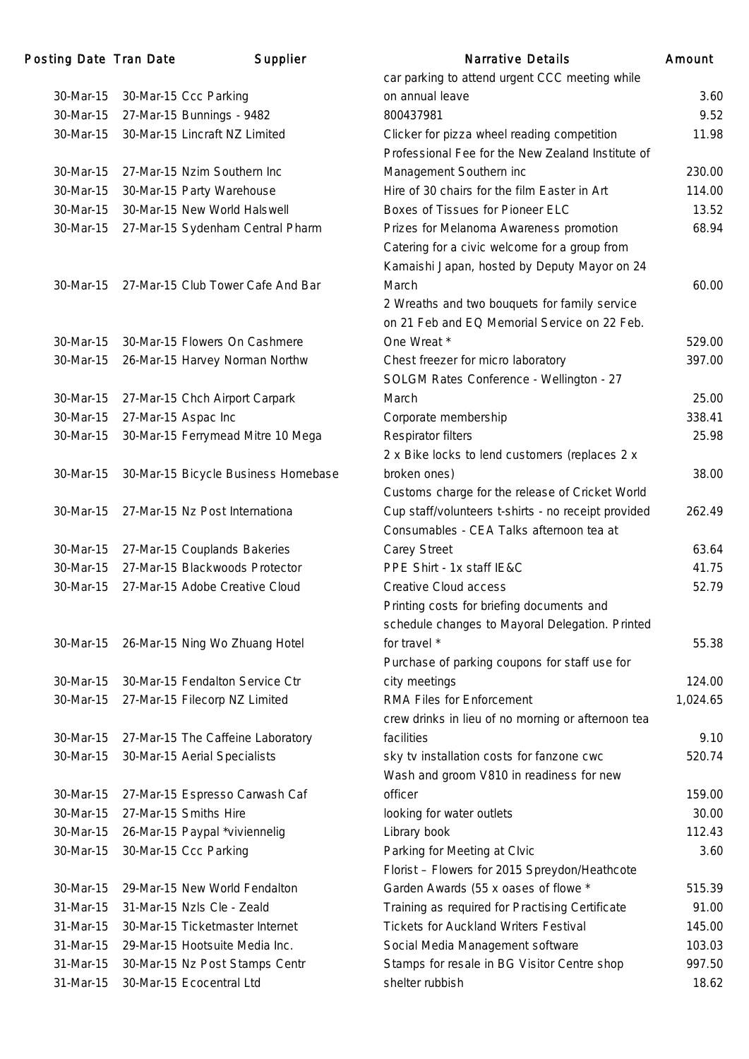| Posting Date | Tran Date | Supplier | Narrative Details | Amount |
|---|---|---|---|---|
| 30-Mar-15 | 30-Mar-15 | Ccc Parking | car parking to attend urgent CCC meeting while on annual leave | 3.60 |
| 30-Mar-15 | 27-Mar-15 | Bunnings - 9482 | 800437981 | 9.52 |
| 30-Mar-15 | 30-Mar-15 | Lincraft NZ Limited | Clicker for pizza wheel reading competition | 11.98 |
| 30-Mar-15 | 27-Mar-15 | Nzim Southern Inc | Professional Fee for the New Zealand Institute of Management Southern inc | 230.00 |
| 30-Mar-15 | 30-Mar-15 | Party Warehouse | Hire of 30 chairs for the film Easter in Art | 114.00 |
| 30-Mar-15 | 30-Mar-15 | New World Halswell | Boxes of Tissues for Pioneer ELC | 13.52 |
| 30-Mar-15 | 27-Mar-15 | Sydenham Central Pharm | Prizes for Melanoma Awareness promotion | 68.94 |
| 30-Mar-15 | 27-Mar-15 | Club Tower Cafe And Bar | Catering for a civic welcome for a group from Kamaishi Japan, hosted by Deputy Mayor on 24 March | 60.00 |
| 30-Mar-15 | 30-Mar-15 | Flowers On Cashmere | 2 Wreaths and two bouquets for family service on 21 Feb and EQ Memorial Service on 22 Feb. One Wreat * | 529.00 |
| 30-Mar-15 | 26-Mar-15 | Harvey Norman Northw | Chest freezer for micro laboratory | 397.00 |
| 30-Mar-15 | 27-Mar-15 | Chch Airport Carpark | SOLGM Rates Conference - Wellington - 27 March | 25.00 |
| 30-Mar-15 | 27-Mar-15 | Aspac Inc | Corporate membership | 338.41 |
| 30-Mar-15 | 30-Mar-15 | Ferrymead Mitre 10 Mega | Respirator filters | 25.98 |
| 30-Mar-15 | 30-Mar-15 | Bicycle Business Homebase | 2 x Bike locks to lend customers (replaces 2 x broken ones) | 38.00 |
| 30-Mar-15 | 27-Mar-15 | Nz Post Internationa | Customs charge for the release of Cricket World Cup staff/volunteers t-shirts - no receipt provided | 262.49 |
| 30-Mar-15 | 27-Mar-15 | Couplands Bakeries | Consumables - CEA Talks afternoon tea at Carey Street | 63.64 |
| 30-Mar-15 | 27-Mar-15 | Blackwoods Protector | PPE Shirt - 1x staff IE&C | 41.75 |
| 30-Mar-15 | 27-Mar-15 | Adobe Creative Cloud | Creative Cloud access | 52.79 |
| 30-Mar-15 | 26-Mar-15 | Ning Wo Zhuang Hotel | Printing costs for briefing documents and schedule changes to Mayoral Delegation. Printed for travel * | 55.38 |
| 30-Mar-15 | 30-Mar-15 | Fendalton Service Ctr | Purchase of parking coupons for staff use for city meetings | 124.00 |
| 30-Mar-15 | 27-Mar-15 | Filecorp NZ Limited | RMA Files for Enforcement | 1,024.65 |
| 30-Mar-15 | 27-Mar-15 | The Caffeine Laboratory | crew drinks in lieu of no morning or afternoon tea facilities | 9.10 |
| 30-Mar-15 | 30-Mar-15 | Aerial Specialists | sky tv installation costs for fanzone cwc | 520.74 |
| 30-Mar-15 | 27-Mar-15 | Espresso Carwash Caf | Wash and groom V810 in readiness for new officer | 159.00 |
| 30-Mar-15 | 27-Mar-15 | Smiths Hire | looking for water outlets | 30.00 |
| 30-Mar-15 | 26-Mar-15 | Paypal *viviennelig | Library book | 112.43 |
| 30-Mar-15 | 30-Mar-15 | Ccc Parking | Parking for Meeting at CIvic | 3.60 |
| 30-Mar-15 | 29-Mar-15 | New World Fendalton | Florist – Flowers for 2015 Spreydon/Heathcote Garden Awards (55 x oases of flowe * | 515.39 |
| 31-Mar-15 | 31-Mar-15 | Nzls Cle - Zeald | Training as required for Practising Certificate | 91.00 |
| 31-Mar-15 | 30-Mar-15 | Ticketmaster Internet | Tickets for Auckland Writers Festival | 145.00 |
| 31-Mar-15 | 29-Mar-15 | Hootsuite Media Inc. | Social Media Management software | 103.03 |
| 31-Mar-15 | 30-Mar-15 | Nz Post Stamps Centr | Stamps for resale in BG Visitor Centre shop | 997.50 |
| 31-Mar-15 | 30-Mar-15 | Ecocentral Ltd | shelter rubbish | 18.62 |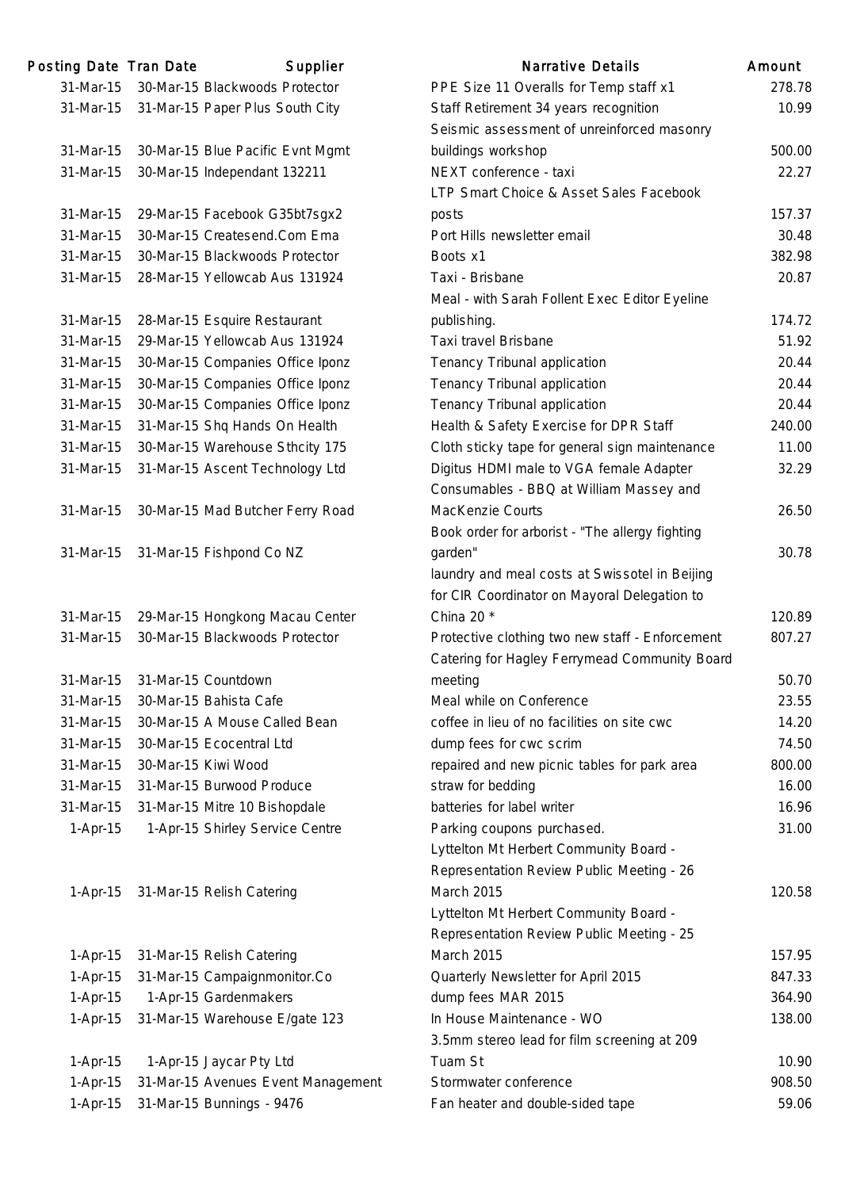| Posting Date | Tran Date | Supplier | Narrative Details | Amount |
|---|---|---|---|---|
| 31-Mar-15 | 30-Mar-15 | Blackwoods Protector | PPE Size 11 Overalls for Temp staff x1 | 278.78 |
| 31-Mar-15 | 31-Mar-15 | Paper Plus South City | Staff Retirement 34 years recognition | 10.99 |
| 31-Mar-15 | 30-Mar-15 | Blue Pacific Evnt Mgmt | Seismic assessment of unreinforced masonry buildings workshop | 500.00 |
| 31-Mar-15 | 30-Mar-15 | Independant 132211 | NEXT conference - taxi | 22.27 |
| 31-Mar-15 | 29-Mar-15 | Facebook G35bt7sgx2 | LTP Smart Choice & Asset Sales Facebook posts | 157.37 |
| 31-Mar-15 | 30-Mar-15 | Createsend.Com Ema | Port Hills newsletter email | 30.48 |
| 31-Mar-15 | 30-Mar-15 | Blackwoods Protector | Boots x1 | 382.98 |
| 31-Mar-15 | 28-Mar-15 | Yellowcab Aus 131924 | Taxi - Brisbane | 20.87 |
| 31-Mar-15 | 28-Mar-15 | Esquire Restaurant | Meal - with Sarah Follent Exec Editor Eyeline publishing. | 174.72 |
| 31-Mar-15 | 29-Mar-15 | Yellowcab Aus 131924 | Taxi travel Brisbane | 51.92 |
| 31-Mar-15 | 30-Mar-15 | Companies Office Iponz | Tenancy Tribunal application | 20.44 |
| 31-Mar-15 | 30-Mar-15 | Companies Office Iponz | Tenancy Tribunal application | 20.44 |
| 31-Mar-15 | 30-Mar-15 | Companies Office Iponz | Tenancy Tribunal application | 20.44 |
| 31-Mar-15 | 31-Mar-15 | Shq Hands On Health | Health & Safety Exercise for DPR Staff | 240.00 |
| 31-Mar-15 | 30-Mar-15 | Warehouse Sthcity 175 | Cloth sticky tape for general sign maintenance | 11.00 |
| 31-Mar-15 | 31-Mar-15 | Ascent Technology Ltd | Digitus HDMI male to VGA female Adapter | 32.29 |
| 31-Mar-15 | 30-Mar-15 | Mad Butcher Ferry Road | Consumables - BBQ at William Massey and MacKenzie Courts | 26.50 |
| 31-Mar-15 | 31-Mar-15 | Fishpond Co NZ | Book order for arborist - "The allergy fighting garden" | 30.78 |
| 31-Mar-15 | 29-Mar-15 | Hongkong Macau Center | laundry and meal costs at Swissotel in Beijing for CIR Coordinator on Mayoral Delegation to China 20 * | 120.89 |
| 31-Mar-15 | 30-Mar-15 | Blackwoods Protector | Protective clothing two new staff - Enforcement | 807.27 |
| 31-Mar-15 | 31-Mar-15 | Countdown | Catering for Hagley Ferrymead Community Board meeting | 50.70 |
| 31-Mar-15 | 30-Mar-15 | Bahista Cafe | Meal while on Conference | 23.55 |
| 31-Mar-15 | 30-Mar-15 | A Mouse Called Bean | coffee in lieu of no facilities on site cwc | 14.20 |
| 31-Mar-15 | 30-Mar-15 | Ecocentral Ltd | dump fees for cwc scrim | 74.50 |
| 31-Mar-15 | 30-Mar-15 | Kiwi Wood | repaired and new picnic tables for park area | 800.00 |
| 31-Mar-15 | 31-Mar-15 | Burwood Produce | straw for bedding | 16.00 |
| 31-Mar-15 | 31-Mar-15 | Mitre 10 Bishopdale | batteries for label writer | 16.96 |
| 1-Apr-15 | 1-Apr-15 | Shirley Service Centre | Parking coupons purchased. | 31.00 |
| 1-Apr-15 | 31-Mar-15 | Relish Catering | Lyttelton Mt Herbert Community Board - Representation Review Public Meeting - 26 March 2015 | 120.58 |
| 1-Apr-15 | 31-Mar-15 | Relish Catering | Lyttelton Mt Herbert Community Board - Representation Review Public Meeting - 25 March 2015 | 157.95 |
| 1-Apr-15 | 31-Mar-15 | Campaignmonitor.Co | Quarterly Newsletter for April 2015 | 847.33 |
| 1-Apr-15 | 1-Apr-15 | Gardenmakers | dump fees MAR 2015 | 364.90 |
| 1-Apr-15 | 31-Mar-15 | Warehouse E/gate 123 | In House Maintenance - WO | 138.00 |
| 1-Apr-15 | 1-Apr-15 | Jaycar Pty Ltd | 3.5mm stereo lead for film screening at 209 Tuam St | 10.90 |
| 1-Apr-15 | 31-Mar-15 | Avenues Event Management | Stormwater conference | 908.50 |
| 1-Apr-15 | 31-Mar-15 | Bunnings - 9476 | Fan heater and double-sided tape | 59.06 |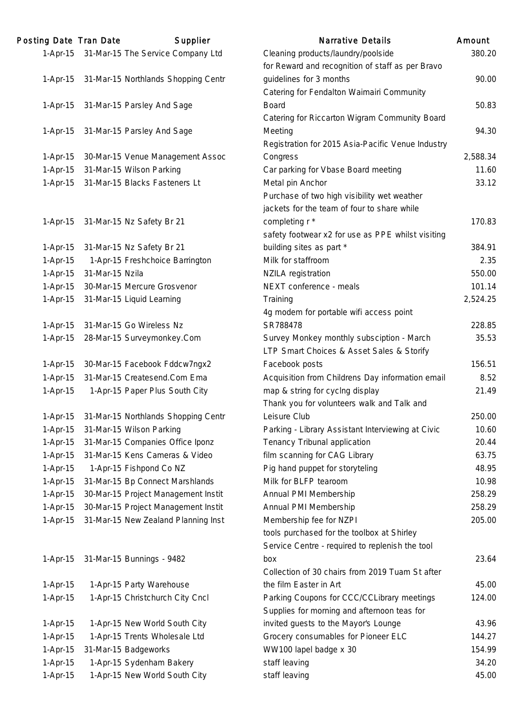| Posting Date | Tran Date | Supplier | Narrative Details | Amount |
|---|---|---|---|---|
| 1-Apr-15 | 31-Mar-15 | The Service Company Ltd | Cleaning products/laundry/poolside | 380.20 |
| 1-Apr-15 | 31-Mar-15 | Northlands Shopping Centr | for Reward and recognition of staff as per Bravo guidelines for 3 months | 90.00 |
| 1-Apr-15 | 31-Mar-15 | Parsley And Sage | Catering for Fendalton Waimairi Community Board | 50.83 |
| 1-Apr-15 | 31-Mar-15 | Parsley And Sage | Catering for Riccarton Wigram Community Board Meeting | 94.30 |
| 1-Apr-15 | 30-Mar-15 | Venue Management Assoc | Registration for 2015 Asia-Pacific Venue Industry Congress | 2,588.34 |
| 1-Apr-15 | 31-Mar-15 | Wilson Parking | Car parking for Vbase Board meeting | 11.60 |
| 1-Apr-15 | 31-Mar-15 | Blacks Fasteners Lt | Metal pin Anchor | 33.12 |
| 1-Apr-15 | 31-Mar-15 | Nz Safety Br 21 | Purchase of two high visibility wet weather jackets for the team of four to share while completing r * | 170.83 |
| 1-Apr-15 | 31-Mar-15 | Nz Safety Br 21 | safety footwear x2 for use as PPE whilst visiting building sites as part * | 384.91 |
| 1-Apr-15 | 1-Apr-15 | Freshchoice Barrington | Milk for staffroom | 2.35 |
| 1-Apr-15 | 31-Mar-15 | Nzila | NZILA registration | 550.00 |
| 1-Apr-15 | 30-Mar-15 | Mercure Grosvenor | NEXT conference - meals | 101.14 |
| 1-Apr-15 | 31-Mar-15 | Liquid Learning | Training | 2,524.25 |
| 1-Apr-15 | 31-Mar-15 | Go Wireless Nz | 4g modem for portable wifi access point SR788478 | 228.85 |
| 1-Apr-15 | 28-Mar-15 | Surveymonkey.Com | Survey Monkey monthly subsciption - March | 35.53 |
| 1-Apr-15 | 30-Mar-15 | Facebook Fddcw7ngx2 | LTP Smart Choices & Asset Sales & Storify Facebook posts | 156.51 |
| 1-Apr-15 | 31-Mar-15 | Createsend.Com Ema | Acquisition from Childrens Day information email | 8.52 |
| 1-Apr-15 | 1-Apr-15 | Paper Plus South City | map & string for cyclng display | 21.49 |
| 1-Apr-15 | 31-Mar-15 | Northlands Shopping Centr | Thank you for volunteers walk and Talk and Leisure Club | 250.00 |
| 1-Apr-15 | 31-Mar-15 | Wilson Parking | Parking - Library Assistant Interviewing at Civic | 10.60 |
| 1-Apr-15 | 31-Mar-15 | Companies Office Iponz | Tenancy Tribunal application | 20.44 |
| 1-Apr-15 | 31-Mar-15 | Kens Cameras & Video | film scanning for CAG Library | 63.75 |
| 1-Apr-15 | 1-Apr-15 | Fishpond Co NZ | Pig hand puppet for storyteling | 48.95 |
| 1-Apr-15 | 31-Mar-15 | Bp Connect Marshlands | Milk for BLFP tearoom | 10.98 |
| 1-Apr-15 | 30-Mar-15 | Project Management Instit | Annual PMI Membership | 258.29 |
| 1-Apr-15 | 30-Mar-15 | Project Management Instit | Annual PMI Membership | 258.29 |
| 1-Apr-15 | 31-Mar-15 | New Zealand Planning Inst | Membership fee for NZPI | 205.00 |
| 1-Apr-15 | 31-Mar-15 | Bunnings - 9482 | tools purchased for the toolbox at Shirley Service Centre - required to replenish the tool box | 23.64 |
| 1-Apr-15 | 1-Apr-15 | Party Warehouse | Collection of 30 chairs from 2019 Tuam St after the film Easter in Art | 45.00 |
| 1-Apr-15 | 1-Apr-15 | Christchurch City Cncl | Parking Coupons for CCC/CCLibrary meetings | 124.00 |
| 1-Apr-15 | 1-Apr-15 | New World South City | Supplies for morning and afternoon teas for invited guests to the Mayor's Lounge | 43.96 |
| 1-Apr-15 | 1-Apr-15 | Trents Wholesale Ltd | Grocery consumables for Pioneer ELC | 144.27 |
| 1-Apr-15 | 31-Mar-15 | Badgeworks | WW100 lapel badge x 30 | 154.99 |
| 1-Apr-15 | 1-Apr-15 | Sydenham Bakery | staff leaving | 34.20 |
| 1-Apr-15 | 1-Apr-15 | New World South City | staff leaving | 45.00 |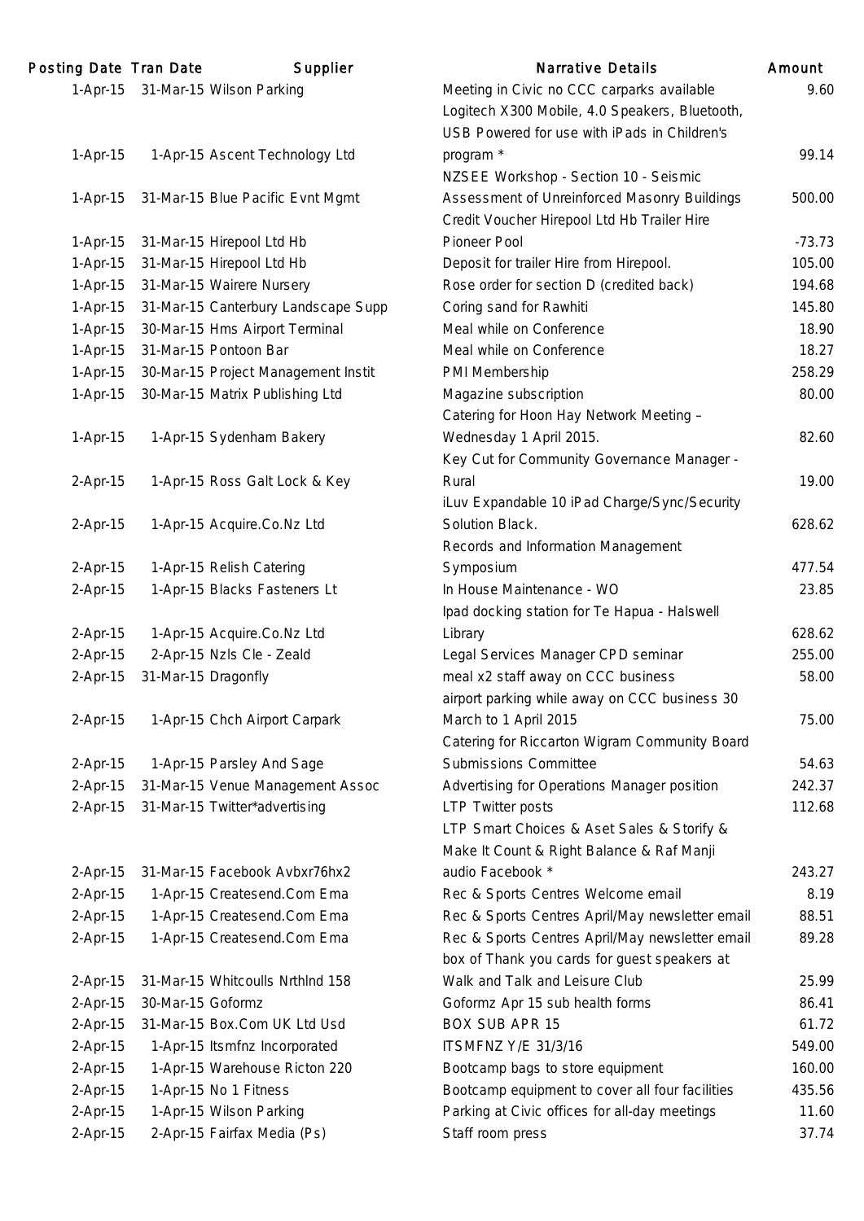| Posting Date | Tran Date | Supplier | Narrative Details | Amount |
|---|---|---|---|---|
| 1-Apr-15 | 31-Mar-15 | Wilson Parking | Meeting in Civic no CCC carparks available | 9.60 |
| 1-Apr-15 | 1-Apr-15 | Ascent Technology Ltd | Logitech X300 Mobile, 4.0 Speakers, Bluetooth, USB Powered for use with iPads in Children's program * | 99.14 |
| 1-Apr-15 | 31-Mar-15 | Blue Pacific Evnt Mgmt | NZSEE Workshop - Section 10 - Seismic Assessment of Unreinforced Masonry Buildings | 500.00 |
| 1-Apr-15 | 31-Mar-15 | Hirepool Ltd Hb | Credit Voucher Hirepool Ltd Hb Trailer Hire Pioneer Pool | -73.73 |
| 1-Apr-15 | 31-Mar-15 | Hirepool Ltd Hb | Deposit for trailer Hire from Hirepool. | 105.00 |
| 1-Apr-15 | 31-Mar-15 | Wairere Nursery | Rose order for section D (credited back) | 194.68 |
| 1-Apr-15 | 31-Mar-15 | Canterbury Landscape Supp | Coring sand for Rawhiti | 145.80 |
| 1-Apr-15 | 30-Mar-15 | Hms Airport Terminal | Meal while on Conference | 18.90 |
| 1-Apr-15 | 31-Mar-15 | Pontoon Bar | Meal while on Conference | 18.27 |
| 1-Apr-15 | 30-Mar-15 | Project Management Instit | PMI Membership | 258.29 |
| 1-Apr-15 | 30-Mar-15 | Matrix Publishing Ltd | Magazine subscription | 80.00 |
| 1-Apr-15 | 1-Apr-15 | Sydenham Bakery | Catering for Hoon Hay Network Meeting – Wednesday 1 April 2015. | 82.60 |
| 2-Apr-15 | 1-Apr-15 | Ross Galt Lock & Key | Key Cut for Community Governance Manager - Rural | 19.00 |
| 2-Apr-15 | 1-Apr-15 | Acquire.Co.Nz Ltd | iLuv Expandable 10 iPad Charge/Sync/Security Solution Black. | 628.62 |
| 2-Apr-15 | 1-Apr-15 | Relish Catering | Records and Information Management Symposium | 477.54 |
| 2-Apr-15 | 1-Apr-15 | Blacks Fasteners Lt | In House Maintenance - WO | 23.85 |
| 2-Apr-15 | 1-Apr-15 | Acquire.Co.Nz Ltd | Ipad docking station for Te Hapua - Halswell Library | 628.62 |
| 2-Apr-15 | 2-Apr-15 | Nzls Cle - Zeald | Legal Services Manager CPD seminar | 255.00 |
| 2-Apr-15 | 31-Mar-15 | Dragonfly | meal x2 staff away on CCC business | 58.00 |
| 2-Apr-15 | 1-Apr-15 | Chch Airport Carpark | airport parking while away on CCC business 30 March to 1 April 2015 | 75.00 |
| 2-Apr-15 | 1-Apr-15 | Parsley And Sage | Catering for Riccarton Wigram Community Board Submissions Committee | 54.63 |
| 2-Apr-15 | 31-Mar-15 | Venue Management Assoc | Advertising for Operations Manager position | 242.37 |
| 2-Apr-15 | 31-Mar-15 | Twitter*advertising | LTP Twitter posts | 112.68 |
| 2-Apr-15 | 31-Mar-15 | Facebook Avbxr76hx2 | LTP Smart Choices & Aset Sales & Storify & Make It Count & Right Balance & Raf Manji audio Facebook * | 243.27 |
| 2-Apr-15 | 1-Apr-15 | Createsend.Com Ema | Rec & Sports Centres Welcome email | 8.19 |
| 2-Apr-15 | 1-Apr-15 | Createsend.Com Ema | Rec & Sports Centres April/May newsletter email | 88.51 |
| 2-Apr-15 | 1-Apr-15 | Createsend.Com Ema | Rec & Sports Centres April/May newsletter email | 89.28 |
| 2-Apr-15 | 31-Mar-15 | Whitcoulls Nrthlnd 158 | box of Thank you cards for guest speakers at Walk and Talk and Leisure Club | 25.99 |
| 2-Apr-15 | 30-Mar-15 | Goformz | Goformz Apr 15 sub health forms | 86.41 |
| 2-Apr-15 | 31-Mar-15 | Box.Com UK Ltd Usd | BOX SUB APR 15 | 61.72 |
| 2-Apr-15 | 1-Apr-15 | Itsmfnz Incorporated | ITSMFNZ Y/E 31/3/16 | 549.00 |
| 2-Apr-15 | 1-Apr-15 | Warehouse Ricton 220 | Bootcamp bags to store equipment | 160.00 |
| 2-Apr-15 | 1-Apr-15 | No 1 Fitness | Bootcamp equipment to cover all four facilities | 435.56 |
| 2-Apr-15 | 1-Apr-15 | Wilson Parking | Parking at Civic offices for all-day meetings | 11.60 |
| 2-Apr-15 | 2-Apr-15 | Fairfax Media (Ps) | Staff room press | 37.74 |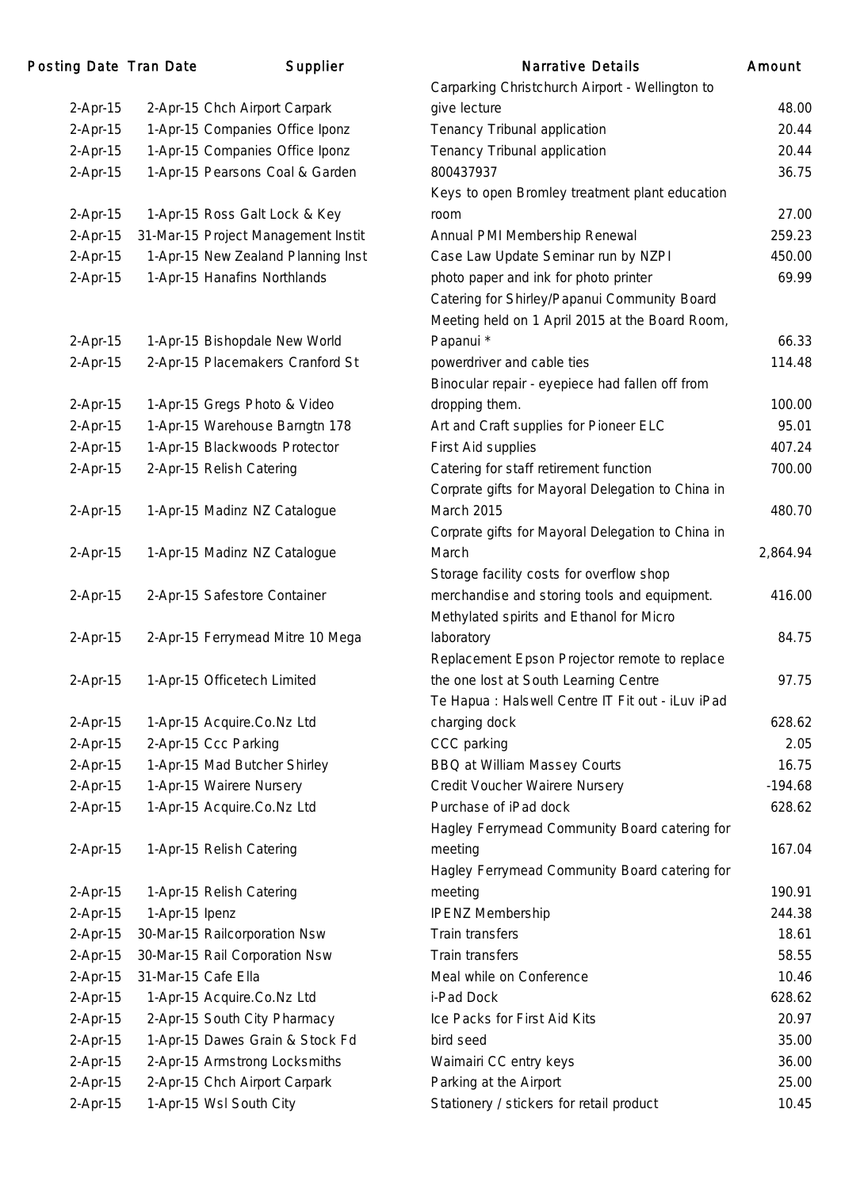| Posting Date | Tran Date | Supplier | Narrative Details | Amount |
|---|---|---|---|---|
| 2-Apr-15 | 2-Apr-15 | Chch Airport Carpark | Carparking Christchurch Airport - Wellington to give lecture | 48.00 |
| 2-Apr-15 | 1-Apr-15 | Companies Office Iponz | Tenancy Tribunal application | 20.44 |
| 2-Apr-15 | 1-Apr-15 | Companies Office Iponz | Tenancy Tribunal application | 20.44 |
| 2-Apr-15 | 1-Apr-15 | Pearsons Coal & Garden | 800437937 | 36.75 |
| 2-Apr-15 | 1-Apr-15 | Ross Galt Lock & Key | Keys to open Bromley treatment plant education room | 27.00 |
| 2-Apr-15 | 31-Mar-15 | Project Management Instit | Annual PMI Membership Renewal | 259.23 |
| 2-Apr-15 | 1-Apr-15 | New Zealand Planning Inst | Case Law Update Seminar run by NZPI | 450.00 |
| 2-Apr-15 | 1-Apr-15 | Hanafins Northlands | photo paper and ink for photo printer | 69.99 |
| 2-Apr-15 | 1-Apr-15 | Bishopdale New World | Catering for Shirley/Papanui Community Board Meeting held on 1 April 2015 at the Board Room, Papanui * | 66.33 |
| 2-Apr-15 | 2-Apr-15 | Placemakers Cranford St | powerdriver and cable ties | 114.48 |
| 2-Apr-15 | 1-Apr-15 | Gregs Photo & Video | Binocular repair - eyepiece had fallen off from dropping them. | 100.00 |
| 2-Apr-15 | 1-Apr-15 | Warehouse Barngtn 178 | Art and Craft supplies for Pioneer ELC | 95.01 |
| 2-Apr-15 | 1-Apr-15 | Blackwoods Protector | First Aid supplies | 407.24 |
| 2-Apr-15 | 2-Apr-15 | Relish Catering | Catering for staff retirement function | 700.00 |
| 2-Apr-15 | 1-Apr-15 | Madinz NZ Catalogue | Corprate gifts for Mayoral Delegation to China in March 2015 | 480.70 |
| 2-Apr-15 | 1-Apr-15 | Madinz NZ Catalogue | Corprate gifts for Mayoral Delegation to China in March | 2,864.94 |
| 2-Apr-15 | 2-Apr-15 | Safestore Container | Storage facility costs for overflow shop merchandise and storing tools and equipment. | 416.00 |
| 2-Apr-15 | 2-Apr-15 | Ferrymead Mitre 10 Mega | Methylated spirits and Ethanol for Micro laboratory | 84.75 |
| 2-Apr-15 | 1-Apr-15 | Officetech Limited | Replacement Epson Projector remote to replace the one lost at South Learning Centre | 97.75 |
| 2-Apr-15 | 1-Apr-15 | Acquire.Co.Nz Ltd | Te Hapua : Halswell Centre IT Fit out - iLuv iPad charging dock | 628.62 |
| 2-Apr-15 | 2-Apr-15 | Ccc Parking | CCC parking | 2.05 |
| 2-Apr-15 | 1-Apr-15 | Mad Butcher Shirley | BBQ at William Massey Courts | 16.75 |
| 2-Apr-15 | 1-Apr-15 | Wairere Nursery | Credit Voucher Wairere Nursery | -194.68 |
| 2-Apr-15 | 1-Apr-15 | Acquire.Co.Nz Ltd | Purchase of iPad dock | 628.62 |
| 2-Apr-15 | 1-Apr-15 | Relish Catering | Hagley Ferrymead Community Board catering for meeting | 167.04 |
| 2-Apr-15 | 1-Apr-15 | Relish Catering | Hagley Ferrymead Community Board catering for meeting | 190.91 |
| 2-Apr-15 | 1-Apr-15 | Ipenz | IPENZ Membership | 244.38 |
| 2-Apr-15 | 30-Mar-15 | Railcorporation Nsw | Train transfers | 18.61 |
| 2-Apr-15 | 30-Mar-15 | Rail Corporation Nsw | Train transfers | 58.55 |
| 2-Apr-15 | 31-Mar-15 | Cafe Ella | Meal while on Conference | 10.46 |
| 2-Apr-15 | 1-Apr-15 | Acquire.Co.Nz Ltd | i-Pad Dock | 628.62 |
| 2-Apr-15 | 2-Apr-15 | South City Pharmacy | Ice Packs for First Aid Kits | 20.97 |
| 2-Apr-15 | 1-Apr-15 | Dawes Grain & Stock Fd | bird seed | 35.00 |
| 2-Apr-15 | 2-Apr-15 | Armstrong Locksmiths | Waimairi CC entry keys | 36.00 |
| 2-Apr-15 | 2-Apr-15 | Chch Airport Carpark | Parking at the Airport | 25.00 |
| 2-Apr-15 | 1-Apr-15 | Wsl South City | Stationery / stickers for retail product | 10.45 |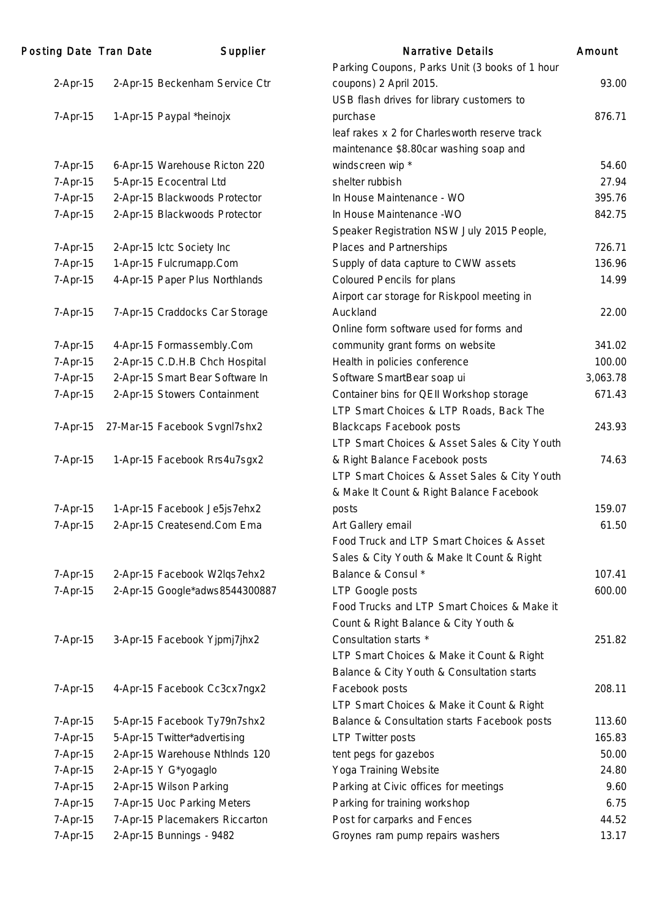| Posting Date | Tran Date | Supplier | Narrative Details | Amount |
|---|---|---|---|---|
| 2-Apr-15 | 2-Apr-15 | Beckenham Service Ctr | Parking Coupons, Parks Unit (3 books of 1 hour coupons) 2 April 2015. | 93.00 |
| 7-Apr-15 | 1-Apr-15 | Paypal *heinojx | USB flash drives for library customers to purchase | 876.71 |
| 7-Apr-15 | 6-Apr-15 | Warehouse Ricton 220 | leaf rakes x 2 for Charlesworth reserve track maintenance $8.80car washing soap and windscreen wip * | 54.60 |
| 7-Apr-15 | 5-Apr-15 | Ecocentral Ltd | shelter rubbish | 27.94 |
| 7-Apr-15 | 2-Apr-15 | Blackwoods Protector | In House Maintenance - WO | 395.76 |
| 7-Apr-15 | 2-Apr-15 | Blackwoods Protector | In House Maintenance -WO | 842.75 |
| 7-Apr-15 | 2-Apr-15 | Ictc Society Inc | Speaker Registration NSW July 2015 People, Places and Partnerships | 726.71 |
| 7-Apr-15 | 1-Apr-15 | Fulcrumapp.Com | Supply of data capture to CWW assets | 136.96 |
| 7-Apr-15 | 4-Apr-15 | Paper Plus Northlands | Coloured Pencils for plans | 14.99 |
| 7-Apr-15 | 7-Apr-15 | Craddocks Car Storage | Airport car storage for Riskpool meeting in Auckland | 22.00 |
| 7-Apr-15 | 4-Apr-15 | Formassembly.Com | Online form software used for forms and community grant forms on website | 341.02 |
| 7-Apr-15 | 2-Apr-15 | C.D.H.B Chch Hospital | Health in policies conference | 100.00 |
| 7-Apr-15 | 2-Apr-15 | Smart Bear Software In | Software SmartBear soap ui | 3,063.78 |
| 7-Apr-15 | 2-Apr-15 | Stowers Containment | Container bins for QEII Workshop storage | 671.43 |
| 7-Apr-15 | 27-Mar-15 | Facebook Svgnl7shx2 | LTP Smart Choices & LTP Roads, Back The Blackcaps Facebook posts | 243.93 |
| 7-Apr-15 | 1-Apr-15 | Facebook Rrs4u7sgx2 | LTP Smart Choices & Asset Sales & City Youth & Right Balance Facebook posts | 74.63 |
| 7-Apr-15 | 1-Apr-15 | Facebook Je5js7ehx2 | LTP Smart Choices & Asset Sales & City Youth & Make It Count & Right Balance Facebook posts | 159.07 |
| 7-Apr-15 | 2-Apr-15 | Createsend.Com Ema | Art Gallery email | 61.50 |
| 7-Apr-15 | 2-Apr-15 | Facebook W2lqs7ehx2 | Food Truck and LTP Smart Choices & Asset Sales & City Youth & Make It Count & Right Balance & Consul * | 107.41 |
| 7-Apr-15 | 2-Apr-15 | Google*adws8544300887 | LTP Google posts | 600.00 |
| 7-Apr-15 | 3-Apr-15 | Facebook Yjpmj7jhx2 | Food Trucks and LTP Smart Choices & Make it Count & Right Balance & City Youth & Consultation starts * | 251.82 |
| 7-Apr-15 | 4-Apr-15 | Facebook Cc3cx7ngx2 | LTP Smart Choices & Make it Count & Right Balance & City Youth & Consultation starts Facebook posts | 208.11 |
| 7-Apr-15 | 5-Apr-15 | Facebook Ty79n7shx2 | LTP Smart Choices & Make it Count & Right Balance & Consultation starts Facebook posts | 113.60 |
| 7-Apr-15 | 5-Apr-15 | Twitter*advertising | LTP Twitter posts | 165.83 |
| 7-Apr-15 | 2-Apr-15 | Warehouse Nthlnds 120 | tent pegs for gazebos | 50.00 |
| 7-Apr-15 | 2-Apr-15 | Y G*yogaglo | Yoga Training Website | 24.80 |
| 7-Apr-15 | 2-Apr-15 | Wilson Parking | Parking at Civic offices for meetings | 9.60 |
| 7-Apr-15 | 7-Apr-15 | Uoc Parking Meters | Parking for training workshop | 6.75 |
| 7-Apr-15 | 7-Apr-15 | Placemakers Riccarton | Post for carparks and Fences | 44.52 |
| 7-Apr-15 | 2-Apr-15 | Bunnings - 9482 | Groynes ram pump repairs washers | 13.17 |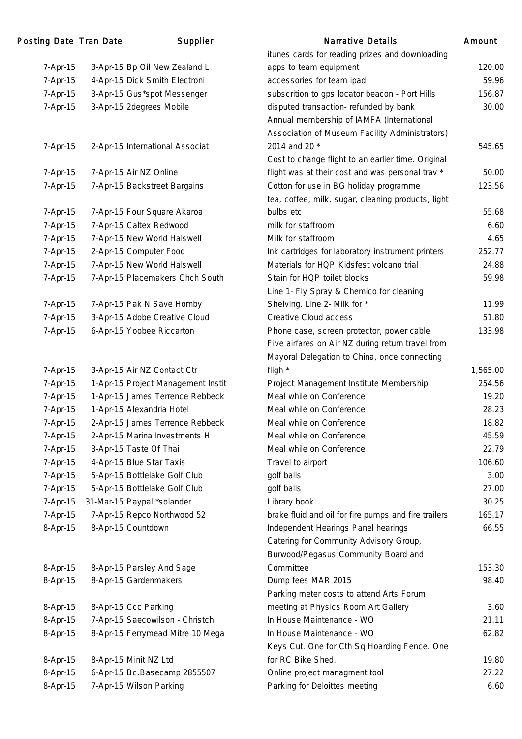| Posting Date | Tran Date | Supplier | Narrative Details | Amount |
|---|---|---|---|---|
| 7-Apr-15 | 3-Apr-15 | Bp Oil New Zealand L | itunes cards for reading prizes and downloading apps to team equipment | 120.00 |
| 7-Apr-15 | 4-Apr-15 | Dick Smith Electroni | accessories for team ipad | 59.96 |
| 7-Apr-15 | 3-Apr-15 | Gus*spot Messenger | subscrition to gps locator beacon - Port Hills | 156.87 |
| 7-Apr-15 | 3-Apr-15 | 2degrees Mobile | disputed transaction- refunded by bank | 30.00 |
| 7-Apr-15 | 2-Apr-15 | International Associat | Annual membership of IAMFA (International Association of Museum Facility Administrators) 2014 and 20 * | 545.65 |
| 7-Apr-15 | 7-Apr-15 | Air NZ Online | Cost to change flight to an earlier time. Original flight was at their cost and was personal trav * | 50.00 |
| 7-Apr-15 | 7-Apr-15 | Backstreet Bargains | Cotton for use in BG holiday programme | 123.56 |
| 7-Apr-15 | 7-Apr-15 | Four Square Akaroa | tea, coffee, milk, sugar, cleaning products, light bulbs etc | 55.68 |
| 7-Apr-15 | 7-Apr-15 | Caltex Redwood | milk for staffroom | 6.60 |
| 7-Apr-15 | 7-Apr-15 | New World Halswell | Milk for staffroom | 4.65 |
| 7-Apr-15 | 2-Apr-15 | Computer Food | Ink cartridges for laboratory instrument printers | 252.77 |
| 7-Apr-15 | 7-Apr-15 | New World Halswell | Materials for HQP Kidsfest volcano trial | 24.88 |
| 7-Apr-15 | 7-Apr-15 | Placemakers Chch South | Stain for HQP toilet blocks | 59.98 |
| 7-Apr-15 | 7-Apr-15 | Pak N Save Hornby | Line 1- Fly Spray & Chemico for cleaning Shelving. Line 2- Milk for * | 11.99 |
| 7-Apr-15 | 3-Apr-15 | Adobe Creative Cloud | Creative Cloud access | 51.80 |
| 7-Apr-15 | 6-Apr-15 | Yoobee Riccarton | Phone case, screen protector, power cable | 133.98 |
| 7-Apr-15 | 3-Apr-15 | Air NZ Contact Ctr | Five airfares on Air NZ during return travel from Mayoral Delegation to China, once connecting fligh * | 1,565.00 |
| 7-Apr-15 | 1-Apr-15 | Project Management Instit | Project Management Institute Membership | 254.56 |
| 7-Apr-15 | 1-Apr-15 | James Terrence Rebbeck | Meal while on Conference | 19.20 |
| 7-Apr-15 | 1-Apr-15 | Alexandria Hotel | Meal while on Conference | 28.23 |
| 7-Apr-15 | 2-Apr-15 | James Terrence Rebbeck | Meal while on Conference | 18.82 |
| 7-Apr-15 | 2-Apr-15 | Marina Investments H | Meal while on Conference | 45.59 |
| 7-Apr-15 | 3-Apr-15 | Taste Of Thai | Meal while on Conference | 22.79 |
| 7-Apr-15 | 4-Apr-15 | Blue Star Taxis | Travel to airport | 106.60 |
| 7-Apr-15 | 5-Apr-15 | Bottlelake Golf Club | golf balls | 3.00 |
| 7-Apr-15 | 5-Apr-15 | Bottlelake Golf Club | golf balls | 27.00 |
| 7-Apr-15 | 31-Mar-15 | Paypal *solander | Library book | 30.25 |
| 7-Apr-15 | 7-Apr-15 | Repco Northwood 52 | brake fluid and oil for fire pumps and fire trailers | 165.17 |
| 8-Apr-15 | 8-Apr-15 | Countdown | Independent Hearings Panel hearings | 66.55 |
| 8-Apr-15 | 8-Apr-15 | Parsley And Sage | Catering for Community Advisory Group, Burwood/Pegasus Community Board and Committee | 153.30 |
| 8-Apr-15 | 8-Apr-15 | Gardenmakers | Dump fees MAR 2015 | 98.40 |
| 8-Apr-15 | 8-Apr-15 | Ccc Parking | Parking meter costs to attend Arts Forum meeting at Physics Room Art Gallery | 3.60 |
| 8-Apr-15 | 7-Apr-15 | Saecowilson - Christch | In House Maintenance - WO | 21.11 |
| 8-Apr-15 | 8-Apr-15 | Ferrymead Mitre 10 Mega | In House Maintenance - WO | 62.82 |
| 8-Apr-15 | 8-Apr-15 | Minit NZ Ltd | Keys Cut. One for Cth Sq Hoarding Fence. One for RC Bike Shed. | 19.80 |
| 8-Apr-15 | 6-Apr-15 | Bc.Basecamp 2855507 | Online project managment tool | 27.22 |
| 8-Apr-15 | 7-Apr-15 | Wilson Parking | Parking for Deloittes meeting | 6.60 |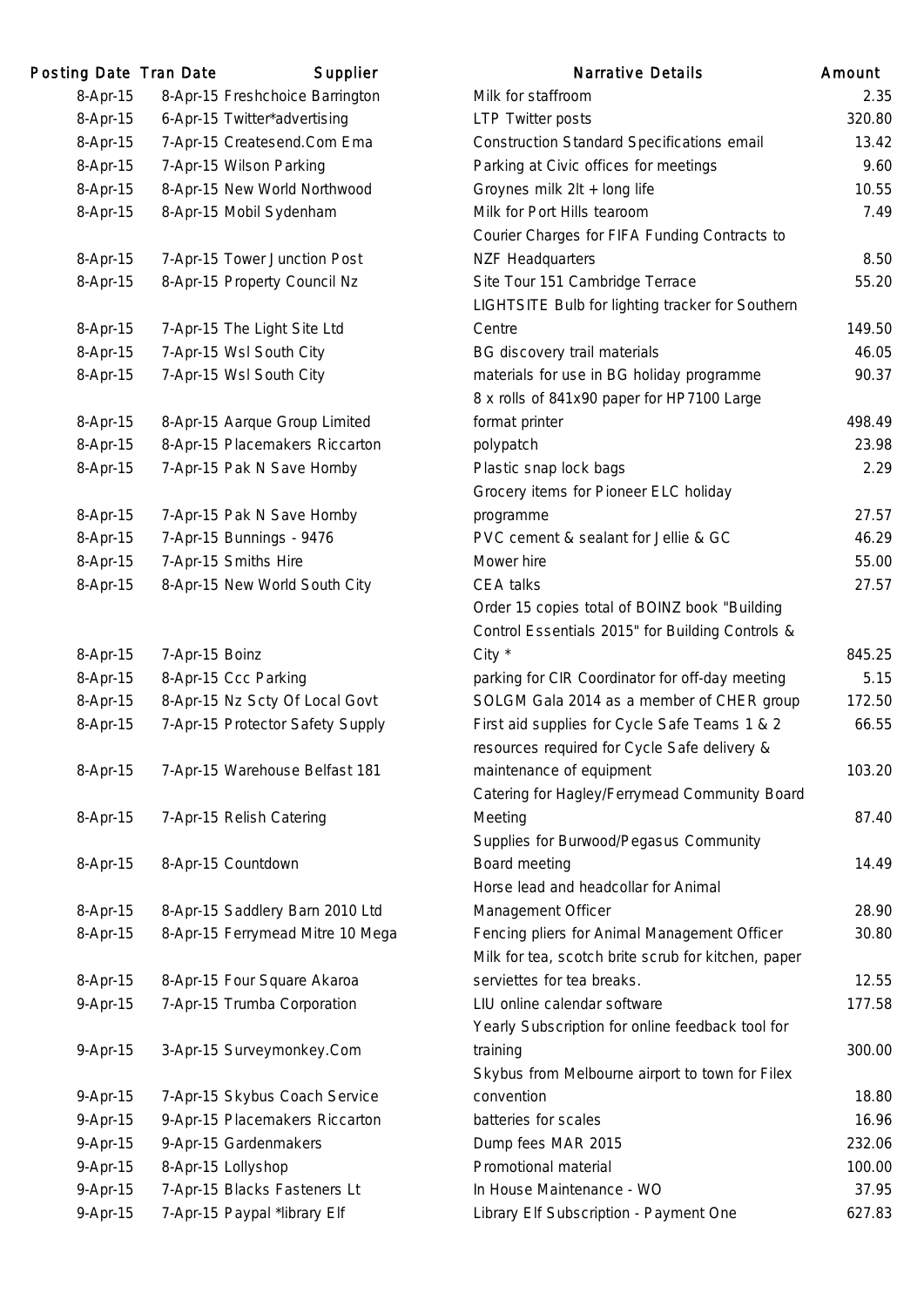| Posting Date | Tran Date | Supplier | Narrative Details | Amount |
| --- | --- | --- | --- | --- |
| 8-Apr-15 | 8-Apr-15 | Freshchoice Barrington | Milk for staffroom | 2.35 |
| 8-Apr-15 | 6-Apr-15 | Twitter*advertising | LTP Twitter posts | 320.80 |
| 8-Apr-15 | 7-Apr-15 | Createsend.Com Ema | Construction Standard Specifications email | 13.42 |
| 8-Apr-15 | 7-Apr-15 | Wilson Parking | Parking at Civic offices for meetings | 9.60 |
| 8-Apr-15 | 8-Apr-15 | New World Northwood | Groynes milk 2lt + long life | 10.55 |
| 8-Apr-15 | 8-Apr-15 | Mobil Sydenham | Milk for Port Hills tearoom | 7.49 |
| 8-Apr-15 | 7-Apr-15 | Tower Junction Post | Courier Charges for FIFA Funding Contracts to NZF Headquarters | 8.50 |
| 8-Apr-15 | 8-Apr-15 | Property Council Nz | Site Tour 151 Cambridge Terrace | 55.20 |
| 8-Apr-15 | 7-Apr-15 | The Light Site Ltd | LIGHTSITE Bulb for lighting tracker for Southern Centre | 149.50 |
| 8-Apr-15 | 7-Apr-15 | Wsl South City | BG discovery trail materials | 46.05 |
| 8-Apr-15 | 7-Apr-15 | Wsl South City | materials for use in BG holiday programme | 90.37 |
| 8-Apr-15 | 8-Apr-15 | Aarque Group Limited | 8 x rolls of 841x90 paper for HP7100 Large format printer | 498.49 |
| 8-Apr-15 | 8-Apr-15 | Placemakers Riccarton | polypatch | 23.98 |
| 8-Apr-15 | 7-Apr-15 | Pak N Save Hornby | Plastic snap lock bags | 2.29 |
| 8-Apr-15 | 7-Apr-15 | Pak N Save Hornby | Grocery items for Pioneer ELC holiday programme | 27.57 |
| 8-Apr-15 | 7-Apr-15 | Bunnings - 9476 | PVC cement & sealant for Jellie & GC | 46.29 |
| 8-Apr-15 | 7-Apr-15 | Smiths Hire | Mower hire | 55.00 |
| 8-Apr-15 | 8-Apr-15 | New World South City | CEA talks | 27.57 |
| 8-Apr-15 | 7-Apr-15 | Boinz | Order 15 copies total of BOINZ book "Building Control Essentials 2015" for Building Controls & City * | 845.25 |
| 8-Apr-15 | 8-Apr-15 | Ccc Parking | parking for CIR Coordinator for off-day meeting | 5.15 |
| 8-Apr-15 | 8-Apr-15 | Nz Scty Of Local Govt | SOLGM Gala 2014 as a member of CHER group | 172.50 |
| 8-Apr-15 | 7-Apr-15 | Protector Safety Supply | First aid supplies for Cycle Safe Teams 1 & 2 | 66.55 |
| 8-Apr-15 | 7-Apr-15 | Warehouse Belfast 181 | resources required for Cycle Safe delivery & maintenance of equipment | 103.20 |
| 8-Apr-15 | 7-Apr-15 | Relish Catering | Catering for Hagley/Ferrymead Community Board Meeting | 87.40 |
| 8-Apr-15 | 8-Apr-15 | Countdown | Supplies for Burwood/Pegasus Community Board meeting | 14.49 |
| 8-Apr-15 | 8-Apr-15 | Saddlery Barn 2010 Ltd | Horse lead and headcollar for Animal Management Officer | 28.90 |
| 8-Apr-15 | 8-Apr-15 | Ferrymead Mitre 10 Mega | Fencing pliers for Animal Management Officer | 30.80 |
| 8-Apr-15 | 8-Apr-15 | Four Square Akaroa | Milk for tea, scotch brite scrub for kitchen, paper serviettes for tea breaks. | 12.55 |
| 9-Apr-15 | 7-Apr-15 | Trumba Corporation | LIU online calendar software | 177.58 |
| 9-Apr-15 | 3-Apr-15 | Surveymonkey.Com | Yearly Subscription for online feedback tool for training | 300.00 |
| 9-Apr-15 | 7-Apr-15 | Skybus Coach Service | Skybus from Melbourne airport to town for Filex convention | 18.80 |
| 9-Apr-15 | 9-Apr-15 | Placemakers Riccarton | batteries for scales | 16.96 |
| 9-Apr-15 | 9-Apr-15 | Gardenmakers | Dump fees MAR 2015 | 232.06 |
| 9-Apr-15 | 8-Apr-15 | Lollyshop | Promotional material | 100.00 |
| 9-Apr-15 | 7-Apr-15 | Blacks Fasteners Lt | In House Maintenance - WO | 37.95 |
| 9-Apr-15 | 7-Apr-15 | Paypal *library Elf | Library Elf Subscription - Payment One | 627.83 |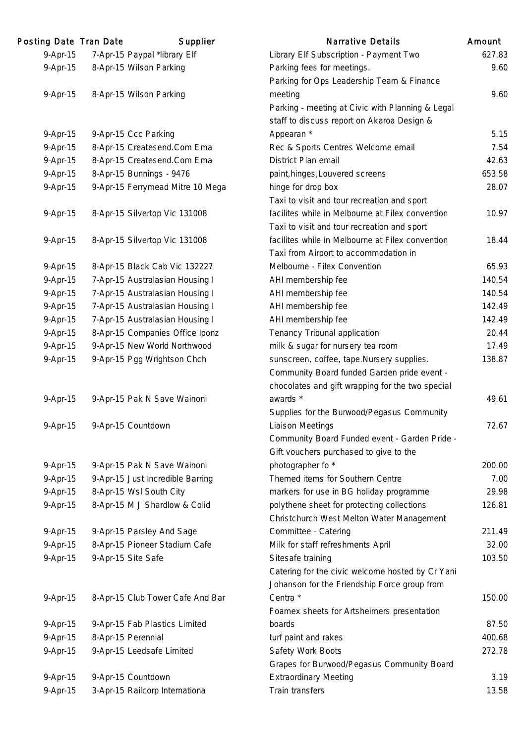| Posting Date | Tran Date | Supplier | Narrative Details | Amount |
|---|---|---|---|---|
| 9-Apr-15 | 7-Apr-15 | Paypal *library Elf | Library Elf Subscription - Payment Two | 627.83 |
| 9-Apr-15 | 8-Apr-15 | Wilson Parking | Parking fees for meetings. | 9.60 |
| 9-Apr-15 | 8-Apr-15 | Wilson Parking | Parking for Ops Leadership Team & Finance meeting | 9.60 |
| 9-Apr-15 | 9-Apr-15 | Ccc Parking | Parking - meeting at Civic with Planning & Legal staff to discuss report on Akaroa Design & Appearan * | 5.15 |
| 9-Apr-15 | 8-Apr-15 | Createsend.Com Ema | Rec & Sports Centres Welcome email | 7.54 |
| 9-Apr-15 | 8-Apr-15 | Createsend.Com Ema | District Plan email | 42.63 |
| 9-Apr-15 | 8-Apr-15 | Bunnings - 9476 | paint,hinges,Louvered screens | 653.58 |
| 9-Apr-15 | 9-Apr-15 | Ferrymead Mitre 10 Mega | hinge for drop box | 28.07 |
| 9-Apr-15 | 8-Apr-15 | Silvertop Vic 131008 | Taxi to visit and tour recreation and sport facilites while in Melbourne at Filex convention | 10.97 |
| 9-Apr-15 | 8-Apr-15 | Silvertop Vic 131008 | Taxi to visit and tour recreation and sport facilites while in Melbourne at Filex convention | 18.44 |
| 9-Apr-15 | 8-Apr-15 | Black Cab Vic 132227 | Taxi from Airport to accommodation in Melbourne - Filex Convention | 65.93 |
| 9-Apr-15 | 7-Apr-15 | Australasian Housing I | AHI membership fee | 140.54 |
| 9-Apr-15 | 7-Apr-15 | Australasian Housing I | AHI membership fee | 140.54 |
| 9-Apr-15 | 7-Apr-15 | Australasian Housing I | AHI membership fee | 142.49 |
| 9-Apr-15 | 7-Apr-15 | Australasian Housing I | AHI membership fee | 142.49 |
| 9-Apr-15 | 8-Apr-15 | Companies Office Iponz | Tenancy Tribunal application | 20.44 |
| 9-Apr-15 | 9-Apr-15 | New World Northwood | milk & sugar for nursery tea room | 17.49 |
| 9-Apr-15 | 9-Apr-15 | Pgg Wrightson Chch | sunscreen, coffee, tape.Nursery supplies. | 138.87 |
| 9-Apr-15 | 9-Apr-15 | Pak N Save Wainoni | Community Board funded Garden pride event - chocolates and gift wrapping for the two special awards * | 49.61 |
| 9-Apr-15 | 9-Apr-15 | Countdown | Supplies for the Burwood/Pegasus Community Liaison Meetings | 72.67 |
| 9-Apr-15 | 9-Apr-15 | Pak N Save Wainoni | Community Board Funded event - Garden Pride - Gift vouchers purchased to give to the photographer fo * | 200.00 |
| 9-Apr-15 | 9-Apr-15 | Just Incredible Barring | Themed items for Southern Centre | 7.00 |
| 9-Apr-15 | 8-Apr-15 | Wsl South City | markers for use in BG holiday programme | 29.98 |
| 9-Apr-15 | 8-Apr-15 | M J Shardlow & Colid | polythene sheet for protecting collections | 126.81 |
| 9-Apr-15 | 9-Apr-15 | Parsley And Sage | Christchurch West Melton Water Management Committee - Catering | 211.49 |
| 9-Apr-15 | 8-Apr-15 | Pioneer Stadium Cafe | Milk for staff refreshments April | 32.00 |
| 9-Apr-15 | 9-Apr-15 | Site Safe | Sitesafe training | 103.50 |
| 9-Apr-15 | 8-Apr-15 | Club Tower Cafe And Bar | Catering for the civic welcome hosted by Cr Yani Johanson for the Friendship Force group from Centra * | 150.00 |
| 9-Apr-15 | 9-Apr-15 | Fab Plastics Limited | Foamex sheets for Artsheimers presentation boards | 87.50 |
| 9-Apr-15 | 8-Apr-15 | Perennial | turf paint and rakes | 400.68 |
| 9-Apr-15 | 9-Apr-15 | Leedsafe Limited | Safety Work Boots | 272.78 |
| 9-Apr-15 | 9-Apr-15 | Countdown | Grapes for Burwood/Pegasus Community Board Extraordinary Meeting | 3.19 |
| 9-Apr-15 | 3-Apr-15 | Railcorp Internationa | Train transfers | 13.58 |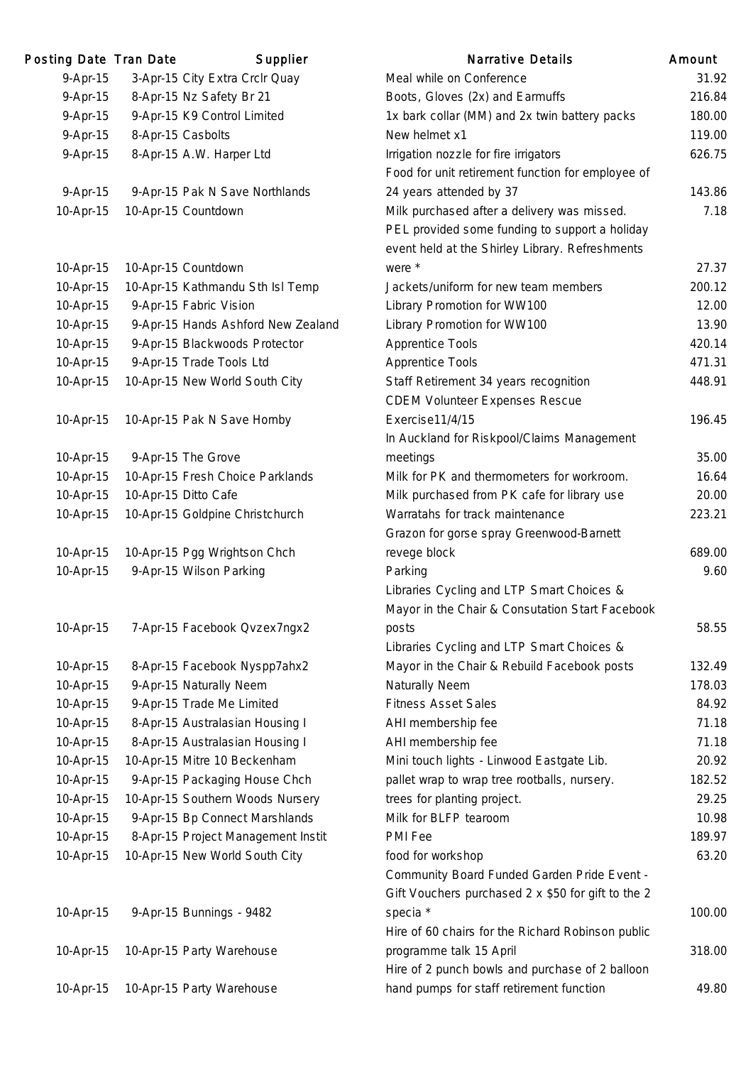| Posting Date | Tran Date | Supplier | Narrative Details | Amount |
|---|---|---|---|---|
| 9-Apr-15 | 3-Apr-15 | City Extra Crclr Quay | Meal while on Conference | 31.92 |
| 9-Apr-15 | 8-Apr-15 | Nz Safety Br 21 | Boots, Gloves (2x) and Earmuffs | 216.84 |
| 9-Apr-15 | 9-Apr-15 | K9 Control Limited | 1x bark collar (MM) and 2x twin battery packs | 180.00 |
| 9-Apr-15 | 8-Apr-15 | Casbolts | New helmet x1 | 119.00 |
| 9-Apr-15 | 8-Apr-15 | A.W. Harper Ltd | Irrigation nozzle for fire irrigators | 626.75 |
| 9-Apr-15 | 9-Apr-15 | Pak N Save Northlands | Food for unit retirement function for employee of 24 years attended by 37 | 143.86 |
| 10-Apr-15 | 10-Apr-15 | Countdown | Milk purchased after a delivery was missed. | 7.18 |
| 10-Apr-15 | 10-Apr-15 | Countdown | PEL provided some funding to support a holiday event held at the Shirley Library. Refreshments were * | 27.37 |
| 10-Apr-15 | 10-Apr-15 | Kathmandu Sth Isl Temp | Jackets/uniform for new team members | 200.12 |
| 10-Apr-15 | 9-Apr-15 | Fabric Vision | Library Promotion for WW100 | 12.00 |
| 10-Apr-15 | 9-Apr-15 | Hands Ashford New Zealand | Library Promotion for WW100 | 13.90 |
| 10-Apr-15 | 9-Apr-15 | Blackwoods Protector | Apprentice Tools | 420.14 |
| 10-Apr-15 | 9-Apr-15 | Trade Tools Ltd | Apprentice Tools | 471.31 |
| 10-Apr-15 | 10-Apr-15 | New World South City | Staff Retirement 34 years recognition | 448.91 |
| 10-Apr-15 | 10-Apr-15 | Pak N Save Hornby | CDEM Volunteer Expenses Rescue Exercise11/4/15 | 196.45 |
| 10-Apr-15 | 9-Apr-15 | The Grove | In Auckland for Riskpool/Claims Management meetings | 35.00 |
| 10-Apr-15 | 10-Apr-15 | Fresh Choice Parklands | Milk for PK and thermometers for workroom. | 16.64 |
| 10-Apr-15 | 10-Apr-15 | Ditto Cafe | Milk purchased from PK cafe for library use | 20.00 |
| 10-Apr-15 | 10-Apr-15 | Goldpine Christchurch | Warratahs for track maintenance | 223.21 |
| 10-Apr-15 | 10-Apr-15 | Pgg Wrightson Chch | Grazon for gorse spray Greenwood-Barnett revege block | 689.00 |
| 10-Apr-15 | 9-Apr-15 | Wilson Parking | Parking | 9.60 |
| 10-Apr-15 | 7-Apr-15 | Facebook Qvzex7ngx2 | Libraries Cycling and LTP Smart Choices & Mayor in the Chair & Consutation Start Facebook posts | 58.55 |
| 10-Apr-15 | 8-Apr-15 | Facebook Nyspp7ahx2 | Libraries Cycling and LTP Smart Choices & Mayor in the Chair & Rebuild Facebook posts | 132.49 |
| 10-Apr-15 | 9-Apr-15 | Naturally Neem | Naturally Neem | 178.03 |
| 10-Apr-15 | 9-Apr-15 | Trade Me Limited | Fitness Asset Sales | 84.92 |
| 10-Apr-15 | 8-Apr-15 | Australasian Housing I | AHI membership fee | 71.18 |
| 10-Apr-15 | 8-Apr-15 | Australasian Housing I | AHI membership fee | 71.18 |
| 10-Apr-15 | 10-Apr-15 | Mitre 10 Beckenham | Mini touch lights - Linwood Eastgate Lib. | 20.92 |
| 10-Apr-15 | 9-Apr-15 | Packaging House Chch | pallet wrap to wrap tree rootballs, nursery. | 182.52 |
| 10-Apr-15 | 10-Apr-15 | Southern Woods Nursery | trees for planting project. | 29.25 |
| 10-Apr-15 | 9-Apr-15 | Bp Connect Marshlands | Milk for BLFP tearoom | 10.98 |
| 10-Apr-15 | 8-Apr-15 | Project Management Instit | PMI Fee | 189.97 |
| 10-Apr-15 | 10-Apr-15 | New World South City | food for workshop | 63.20 |
| 10-Apr-15 | 9-Apr-15 | Bunnings - 9482 | Community Board Funded Garden Pride Event - Gift Vouchers purchased 2 x $50 for gift to the 2 specia * | 100.00 |
| 10-Apr-15 | 10-Apr-15 | Party Warehouse | Hire of 60 chairs for the Richard Robinson public programme talk 15 April | 318.00 |
| 10-Apr-15 | 10-Apr-15 | Party Warehouse | Hire of 2 punch bowls and purchase of 2 balloon hand pumps for staff retirement function | 49.80 |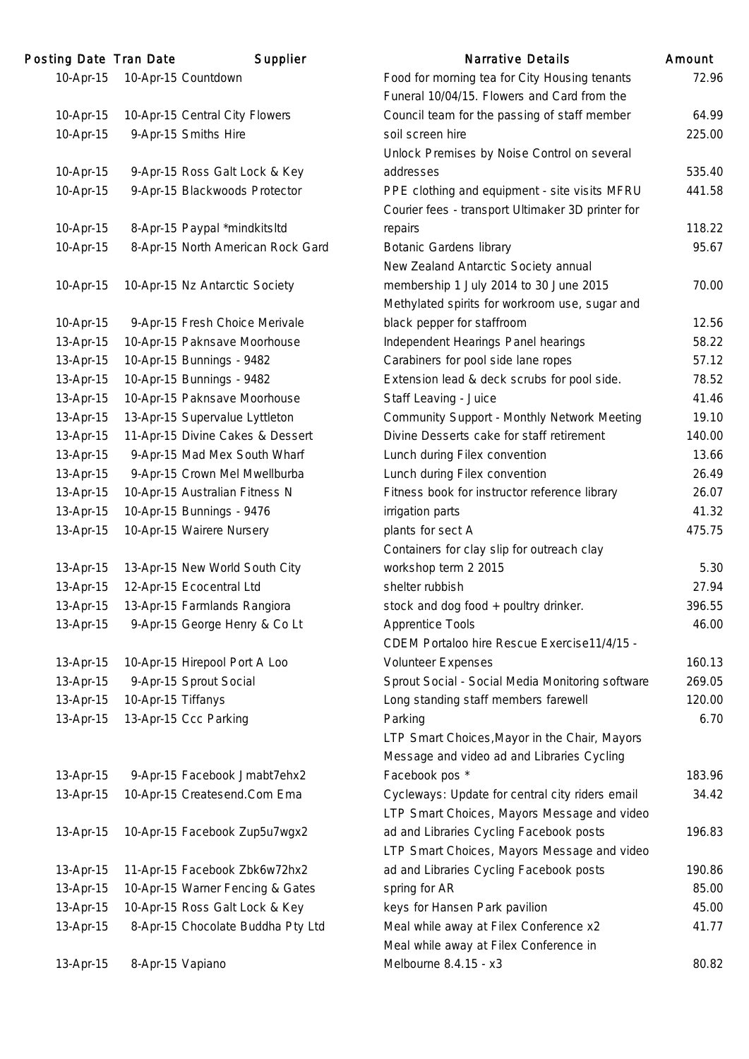| Posting Date | Tran Date | Supplier | Narrative Details | Amount |
|---|---|---|---|---|
| 10-Apr-15 | 10-Apr-15 | Countdown | Food for morning tea for City Housing tenants | 72.96 |
| 10-Apr-15 | 10-Apr-15 | Central City Flowers | Funeral 10/04/15. Flowers and Card from the Council team for the passing of staff member | 64.99 |
| 10-Apr-15 | 9-Apr-15 | Smiths Hire | soil screen hire | 225.00 |
| 10-Apr-15 | 9-Apr-15 | Ross Galt Lock & Key | Unlock Premises by Noise Control on several addresses | 535.40 |
| 10-Apr-15 | 9-Apr-15 | Blackwoods Protector | PPE clothing and equipment - site visits MFRU | 441.58 |
| 10-Apr-15 | 8-Apr-15 | Paypal *mindkitsltd | Courier fees - transport Ultimaker 3D printer for repairs | 118.22 |
| 10-Apr-15 | 8-Apr-15 | North American Rock Gard | Botanic Gardens library | 95.67 |
| 10-Apr-15 | 10-Apr-15 | Nz Antarctic Society | New Zealand Antarctic Society annual membership 1 July 2014 to 30 June 2015 | 70.00 |
| 10-Apr-15 | 9-Apr-15 | Fresh Choice Merivale | Methylated spirits for workroom use, sugar and black pepper for staffroom | 12.56 |
| 13-Apr-15 | 10-Apr-15 | Paknsave Moorhouse | Independent Hearings Panel hearings | 58.22 |
| 13-Apr-15 | 10-Apr-15 | Bunnings - 9482 | Carabiners for pool side lane ropes | 57.12 |
| 13-Apr-15 | 10-Apr-15 | Bunnings - 9482 | Extension lead & deck scrubs for pool side. | 78.52 |
| 13-Apr-15 | 10-Apr-15 | Paknsave Moorhouse | Staff Leaving - Juice | 41.46 |
| 13-Apr-15 | 13-Apr-15 | Supervalue Lyttleton | Community Support - Monthly Network Meeting | 19.10 |
| 13-Apr-15 | 11-Apr-15 | Divine Cakes & Dessert | Divine Desserts cake for staff retirement | 140.00 |
| 13-Apr-15 | 9-Apr-15 | Mad Mex South Wharf | Lunch during Filex convention | 13.66 |
| 13-Apr-15 | 9-Apr-15 | Crown Mel Mwellburba | Lunch during Filex convention | 26.49 |
| 13-Apr-15 | 10-Apr-15 | Australian Fitness N | Fitness book for instructor reference library | 26.07 |
| 13-Apr-15 | 10-Apr-15 | Bunnings - 9476 | irrigation parts | 41.32 |
| 13-Apr-15 | 10-Apr-15 | Wairere Nursery | plants for sect A | 475.75 |
| 13-Apr-15 | 13-Apr-15 | New World South City | Containers for clay slip for outreach clay workshop term 2 2015 | 5.30 |
| 13-Apr-15 | 12-Apr-15 | Ecocentral Ltd | shelter rubbish | 27.94 |
| 13-Apr-15 | 13-Apr-15 | Farmlands Rangiora | stock and dog food + poultry drinker. | 396.55 |
| 13-Apr-15 | 9-Apr-15 | George Henry & Co Lt | Apprentice Tools | 46.00 |
| 13-Apr-15 | 10-Apr-15 | Hirepool Port A Loo | CDEM Portaloo hire Rescue Exercise11/4/15 - Volunteer Expenses | 160.13 |
| 13-Apr-15 | 9-Apr-15 | Sprout Social | Sprout Social - Social Media Monitoring software | 269.05 |
| 13-Apr-15 | 10-Apr-15 | Tiffanys | Long standing staff members farewell | 120.00 |
| 13-Apr-15 | 13-Apr-15 | Ccc Parking | Parking | 6.70 |
| 13-Apr-15 | 9-Apr-15 | Facebook Jmabt7ehx2 | LTP Smart Choices,Mayor in the Chair, Mayors Message and video ad and Libraries Cycling Facebook pos * | 183.96 |
| 13-Apr-15 | 10-Apr-15 | Createsend.Com Ema | Cycleways: Update for central city riders email | 34.42 |
| 13-Apr-15 | 10-Apr-15 | Facebook Zup5u7wgx2 | LTP Smart Choices, Mayors Message and video ad and Libraries Cycling Facebook posts | 196.83 |
| 13-Apr-15 | 11-Apr-15 | Facebook Zbk6w72hx2 | LTP Smart Choices, Mayors Message and video ad and Libraries Cycling Facebook posts | 190.86 |
| 13-Apr-15 | 10-Apr-15 | Warner Fencing & Gates | spring for AR | 85.00 |
| 13-Apr-15 | 10-Apr-15 | Ross Galt Lock & Key | keys for Hansen Park pavilion | 45.00 |
| 13-Apr-15 | 8-Apr-15 | Chocolate Buddha Pty Ltd | Meal while away at Filex Conference x2 | 41.77 |
| 13-Apr-15 | 8-Apr-15 | Vapiano | Meal while away at Filex Conference in Melbourne 8.4.15 - x3 | 80.82 |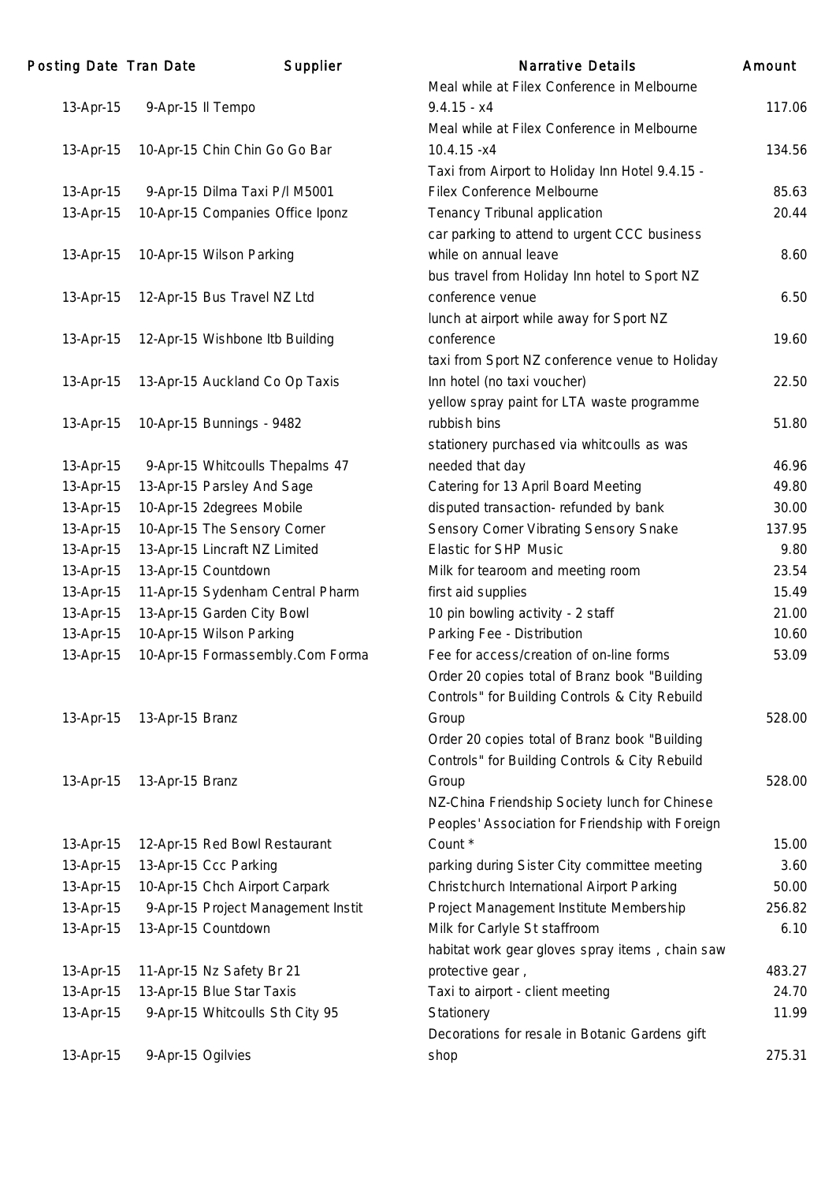| Posting Date | Tran Date | Supplier | Narrative Details | Amount |
|---|---|---|---|---|
| 13-Apr-15 | 9-Apr-15 | Il Tempo | Meal while at Filex Conference in Melbourne 9.4.15 - x4 | 117.06 |
| 13-Apr-15 | 10-Apr-15 | Chin Chin Go Go Bar | Meal while at Filex Conference in Melbourne 10.4.15 -x4 | 134.56 |
| 13-Apr-15 | 9-Apr-15 | Dilma Taxi P/l M5001 | Taxi from Airport to Holiday Inn Hotel 9.4.15 - Filex Conference Melbourne | 85.63 |
| 13-Apr-15 | 10-Apr-15 | Companies Office Iponz | Tenancy Tribunal application | 20.44 |
| 13-Apr-15 | 10-Apr-15 | Wilson Parking | car parking to attend to urgent CCC business while on annual leave | 8.60 |
| 13-Apr-15 | 12-Apr-15 | Bus Travel NZ Ltd | bus travel from Holiday Inn hotel to Sport NZ conference venue | 6.50 |
| 13-Apr-15 | 12-Apr-15 | Wishbone Itb Building | lunch at airport while away for Sport NZ conference | 19.60 |
| 13-Apr-15 | 13-Apr-15 | Auckland Co Op Taxis | taxi from Sport NZ conference venue to Holiday Inn hotel (no taxi voucher) | 22.50 |
| 13-Apr-15 | 10-Apr-15 | Bunnings - 9482 | yellow spray paint for LTA waste programme rubbish bins | 51.80 |
| 13-Apr-15 | 9-Apr-15 | Whitcoulls Thepalms 47 | stationery purchased via whitcoulls as was needed that day | 46.96 |
| 13-Apr-15 | 13-Apr-15 | Parsley And Sage | Catering for 13 April Board Meeting | 49.80 |
| 13-Apr-15 | 10-Apr-15 | 2degrees Mobile | disputed transaction- refunded by bank | 30.00 |
| 13-Apr-15 | 10-Apr-15 | The Sensory Corner | Sensory Corner Vibrating Sensory Snake | 137.95 |
| 13-Apr-15 | 13-Apr-15 | Lincraft NZ Limited | Elastic for SHP Music | 9.80 |
| 13-Apr-15 | 13-Apr-15 | Countdown | Milk for tearoom and meeting room | 23.54 |
| 13-Apr-15 | 11-Apr-15 | Sydenham Central Pharm | first aid supplies | 15.49 |
| 13-Apr-15 | 13-Apr-15 | Garden City Bowl | 10 pin bowling activity - 2 staff | 21.00 |
| 13-Apr-15 | 10-Apr-15 | Wilson Parking | Parking Fee - Distribution | 10.60 |
| 13-Apr-15 | 10-Apr-15 | Formassembly.Com Forma | Fee for access/creation of on-line forms | 53.09 |
| 13-Apr-15 | 13-Apr-15 | Branz | Order 20 copies total of Branz book "Building Controls" for Building Controls & City Rebuild Group | 528.00 |
| 13-Apr-15 | 13-Apr-15 | Branz | Order 20 copies total of Branz book "Building Controls" for Building Controls & City Rebuild Group | 528.00 |
| 13-Apr-15 | 12-Apr-15 | Red Bowl Restaurant | NZ-China Friendship Society lunch for Chinese Peoples' Association for Friendship with Foreign Count * | 15.00 |
| 13-Apr-15 | 13-Apr-15 | Ccc Parking | parking during Sister City committee meeting | 3.60 |
| 13-Apr-15 | 10-Apr-15 | Chch Airport Carpark | Christchurch International Airport Parking | 50.00 |
| 13-Apr-15 | 9-Apr-15 | Project Management Instit | Project Management Institute Membership | 256.82 |
| 13-Apr-15 | 13-Apr-15 | Countdown | Milk for Carlyle St staffroom | 6.10 |
| 13-Apr-15 | 11-Apr-15 | Nz Safety Br 21 | habitat work gear gloves spray items , chain saw protective gear , | 483.27 |
| 13-Apr-15 | 13-Apr-15 | Blue Star Taxis | Taxi to airport - client meeting | 24.70 |
| 13-Apr-15 | 9-Apr-15 | Whitcoulls Sth City 95 | Stationery | 11.99 |
| 13-Apr-15 | 9-Apr-15 | Ogilvies | Decorations for resale in Botanic Gardens gift shop | 275.31 |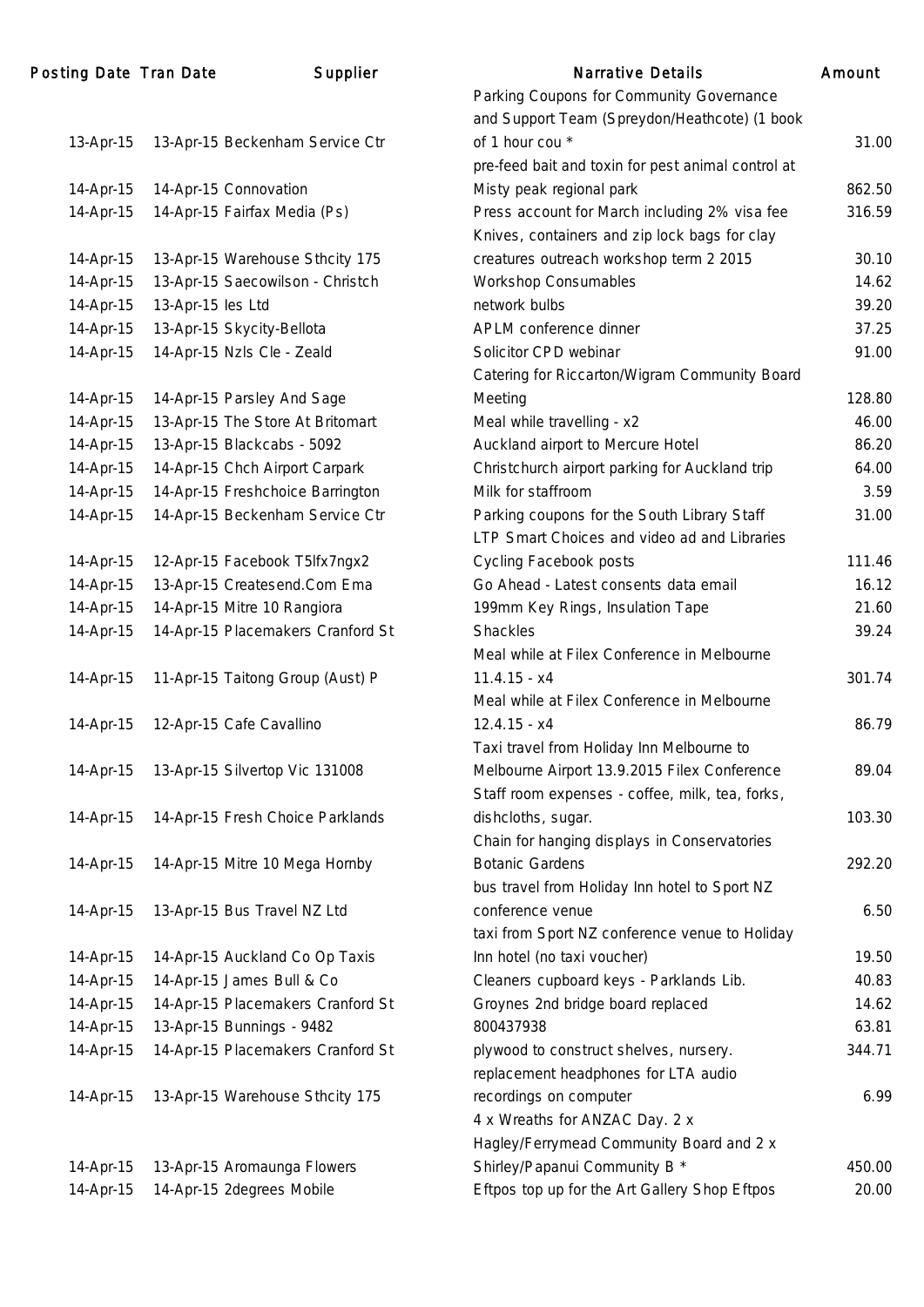| Posting Date | Tran Date | Supplier | Narrative Details | Amount |
| --- | --- | --- | --- | --- |
| 13-Apr-15 | 13-Apr-15 | Beckenham Service Ctr | Parking Coupons for Community Governance and Support Team (Spreydon/Heathcote) (1 book of 1 hour cou * | 31.00 |
| 14-Apr-15 | 14-Apr-15 | Connovation | pre-feed bait and toxin for pest animal control at Misty peak regional park | 862.50 |
| 14-Apr-15 | 14-Apr-15 | Fairfax Media (Ps) | Press account for March including 2% visa fee | 316.59 |
| 14-Apr-15 | 13-Apr-15 | Warehouse Sthcity 175 | Knives, containers and zip lock bags for clay creatures outreach workshop term 2 2015 | 30.10 |
| 14-Apr-15 | 13-Apr-15 | Saecowilson - Christch | Workshop Consumables | 14.62 |
| 14-Apr-15 | 13-Apr-15 | Ies Ltd | network bulbs | 39.20 |
| 14-Apr-15 | 13-Apr-15 | Skycity-Bellota | APLM conference dinner | 37.25 |
| 14-Apr-15 | 14-Apr-15 | Nzls Cle - Zeald | Solicitor CPD webinar | 91.00 |
| 14-Apr-15 | 14-Apr-15 | Parsley And Sage | Catering for Riccarton/Wigram Community Board Meeting | 128.80 |
| 14-Apr-15 | 13-Apr-15 | The Store At Britomart | Meal while travelling - x2 | 46.00 |
| 14-Apr-15 | 13-Apr-15 | Blackcabs - 5092 | Auckland airport to Mercure Hotel | 86.20 |
| 14-Apr-15 | 14-Apr-15 | Chch Airport Carpark | Christchurch airport parking for Auckland trip | 64.00 |
| 14-Apr-15 | 14-Apr-15 | Freshchoice Barrington | Milk for staffroom | 3.59 |
| 14-Apr-15 | 14-Apr-15 | Beckenham Service Ctr | Parking coupons for the South Library Staff | 31.00 |
| 14-Apr-15 | 12-Apr-15 | Facebook T5lfx7ngx2 | LTP Smart Choices and video ad and Libraries Cycling Facebook posts | 111.46 |
| 14-Apr-15 | 13-Apr-15 | Createsend.Com Ema | Go Ahead - Latest consents data email | 16.12 |
| 14-Apr-15 | 14-Apr-15 | Mitre 10 Rangiora | 199mm Key Rings, Insulation Tape | 21.60 |
| 14-Apr-15 | 14-Apr-15 | Placemakers Cranford St | Shackles | 39.24 |
| 14-Apr-15 | 11-Apr-15 | Taitong Group (Aust) P | Meal while at Filex Conference in Melbourne 11.4.15 - x4 | 301.74 |
| 14-Apr-15 | 12-Apr-15 | Cafe Cavallino | Meal while at Filex Conference in Melbourne 12.4.15 - x4 | 86.79 |
| 14-Apr-15 | 13-Apr-15 | Silvertop Vic 131008 | Taxi travel from Holiday Inn Melbourne to Melbourne Airport 13.9.2015 Filex Conference | 89.04 |
| 14-Apr-15 | 14-Apr-15 | Fresh Choice Parklands | Staff room expenses - coffee, milk, tea, forks, dishcloths, sugar. | 103.30 |
| 14-Apr-15 | 14-Apr-15 | Mitre 10 Mega Hornby | Chain for hanging displays in Conservatories Botanic Gardens | 292.20 |
| 14-Apr-15 | 13-Apr-15 | Bus Travel NZ Ltd | bus travel from Holiday Inn hotel to Sport NZ conference venue | 6.50 |
| 14-Apr-15 | 14-Apr-15 | Auckland Co Op Taxis | taxi from Sport NZ conference venue to Holiday Inn hotel (no taxi voucher) | 19.50 |
| 14-Apr-15 | 14-Apr-15 | James Bull & Co | Cleaners cupboard keys - Parklands Lib. | 40.83 |
| 14-Apr-15 | 14-Apr-15 | Placemakers Cranford St | Groynes 2nd bridge board replaced | 14.62 |
| 14-Apr-15 | 13-Apr-15 | Bunnings - 9482 | 800437938 | 63.81 |
| 14-Apr-15 | 14-Apr-15 | Placemakers Cranford St | plywood to construct shelves, nursery. | 344.71 |
| 14-Apr-15 | 13-Apr-15 | Warehouse Sthcity 175 | replacement headphones for LTA audio recordings on computer | 6.99 |
| 14-Apr-15 | 13-Apr-15 | Aromaunga Flowers | 4 x Wreaths for ANZAC Day. 2 x Hagley/Ferrymead Community Board and 2 x Shirley/Papanui Community B * | 450.00 |
| 14-Apr-15 | 14-Apr-15 | 2degrees Mobile | Eftpos top up for the Art Gallery Shop Eftpos | 20.00 |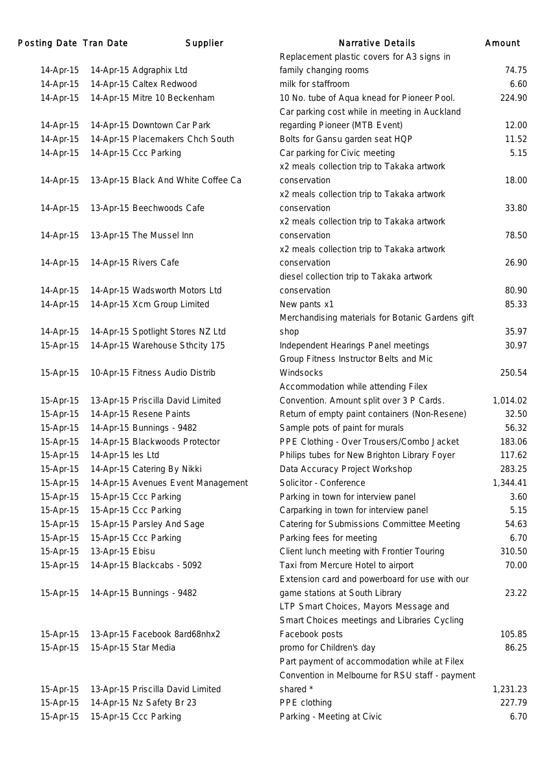| Posting Date | Tran Date | Supplier | Narrative Details | Amount |
|---|---|---|---|---|
| 14-Apr-15 | 14-Apr-15 | Adgraphix Ltd | Replacement plastic covers for A3 signs in family changing rooms | 74.75 |
| 14-Apr-15 | 14-Apr-15 | Caltex Redwood | milk for staffroom | 6.60 |
| 14-Apr-15 | 14-Apr-15 | Mitre 10 Beckenham | 10 No. tube of Aqua knead for Pioneer Pool. | 224.90 |
| 14-Apr-15 | 14-Apr-15 | Downtown Car Park | Car parking cost while in meeting in Auckland regarding Pioneer (MTB Event) | 12.00 |
| 14-Apr-15 | 14-Apr-15 | Placemakers Chch South | Bolts for Gansu garden seat HQP | 11.52 |
| 14-Apr-15 | 14-Apr-15 | Ccc Parking | Car parking for Civic meeting | 5.15 |
| 14-Apr-15 | 13-Apr-15 | Black And White Coffee Ca | x2 meals collection trip to Takaka artwork conservation | 18.00 |
| 14-Apr-15 | 13-Apr-15 | Beechwoods Cafe | x2 meals collection trip to Takaka artwork conservation | 33.80 |
| 14-Apr-15 | 13-Apr-15 | The Mussel Inn | x2 meals collection trip to Takaka artwork conservation | 78.50 |
| 14-Apr-15 | 14-Apr-15 | Rivers Cafe | x2 meals collection trip to Takaka artwork conservation | 26.90 |
| 14-Apr-15 | 14-Apr-15 | Wadsworth Motors Ltd | diesel collection trip to Takaka artwork conservation | 80.90 |
| 14-Apr-15 | 14-Apr-15 | Xcm Group Limited | New pants x1 | 85.33 |
| 14-Apr-15 | 14-Apr-15 | Spotlight Stores NZ Ltd | Merchandising materials for Botanic Gardens gift shop | 35.97 |
| 15-Apr-15 | 14-Apr-15 | Warehouse Sthcity 175 | Independent Hearings Panel meetings | 30.97 |
| 15-Apr-15 | 10-Apr-15 | Fitness Audio Distrib | Group Fitness Instructor Belts and Mic Windsocks | 250.54 |
| 15-Apr-15 | 13-Apr-15 | Priscilla David Limited | Accommodation while attending Filex Convention. Amount split over 3 P Cards. | 1,014.02 |
| 15-Apr-15 | 14-Apr-15 | Resene Paints | Return of empty paint containers (Non-Resene) | 32.50 |
| 15-Apr-15 | 14-Apr-15 | Bunnings - 9482 | Sample pots of paint for murals | 56.32 |
| 15-Apr-15 | 14-Apr-15 | Blackwoods Protector | PPE Clothing - Over Trousers/Combo Jacket | 183.06 |
| 15-Apr-15 | 14-Apr-15 | Ies Ltd | Philips tubes for New Brighton Library Foyer | 117.62 |
| 15-Apr-15 | 14-Apr-15 | Catering By Nikki | Data Accuracy Project Workshop | 283.25 |
| 15-Apr-15 | 14-Apr-15 | Avenues Event Management | Solicitor - Conference | 1,344.41 |
| 15-Apr-15 | 15-Apr-15 | Ccc Parking | Parking in town for interview panel | 3.60 |
| 15-Apr-15 | 15-Apr-15 | Ccc Parking | Carparking in town for interview panel | 5.15 |
| 15-Apr-15 | 15-Apr-15 | Parsley And Sage | Catering for Submissions Committee Meeting | 54.63 |
| 15-Apr-15 | 15-Apr-15 | Ccc Parking | Parking fees for meeting | 6.70 |
| 15-Apr-15 | 13-Apr-15 | Ebisu | Client lunch meeting with Frontier Touring | 310.50 |
| 15-Apr-15 | 14-Apr-15 | Blackcabs - 5092 | Taxi from Mercure Hotel to airport | 70.00 |
| 15-Apr-15 | 14-Apr-15 | Bunnings - 9482 | Extension card and powerboard for use with our game stations at South Library | 23.22 |
| 15-Apr-15 | 13-Apr-15 | Facebook 8ard68nhx2 | LTP Smart Choices, Mayors Message and Smart Choices meetings and Libraries Cycling Facebook posts | 105.85 |
| 15-Apr-15 | 15-Apr-15 | Star Media | promo for Children's day | 86.25 |
| 15-Apr-15 | 13-Apr-15 | Priscilla David Limited | Part payment of accommodation while at Filex Convention in Melbourne for RSU staff - payment shared * | 1,231.23 |
| 15-Apr-15 | 14-Apr-15 | Nz Safety Br 23 | PPE clothing | 227.79 |
| 15-Apr-15 | 15-Apr-15 | Ccc Parking | Parking - Meeting at Civic | 6.70 |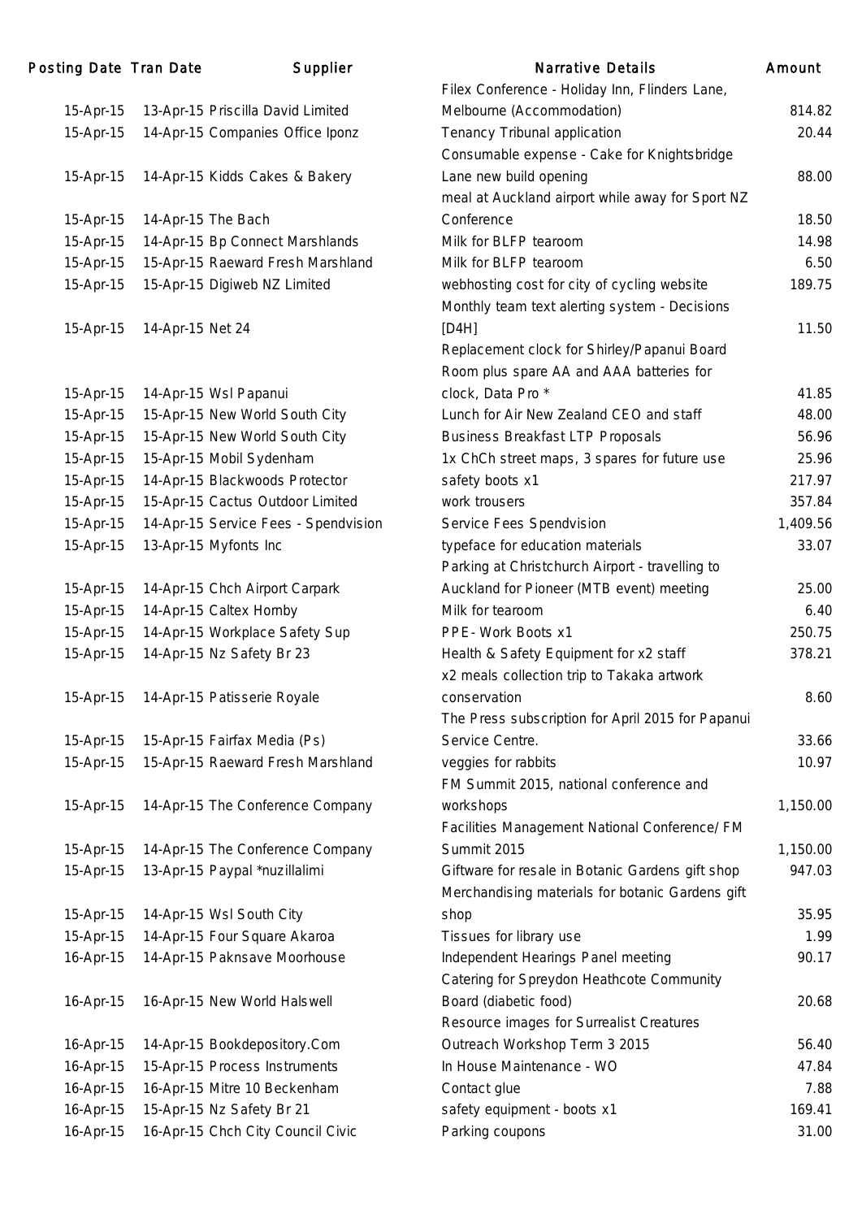| Posting Date | Tran Date | Supplier | Narrative Details | Amount |
|---|---|---|---|---|
| 15-Apr-15 | 13-Apr-15 | Priscilla David Limited | Filex Conference - Holiday Inn, Flinders Lane, Melbourne (Accommodation) | 814.82 |
| 15-Apr-15 | 14-Apr-15 | Companies Office Iponz | Tenancy Tribunal application | 20.44 |
| 15-Apr-15 | 14-Apr-15 | Kidds Cakes & Bakery | Consumable expense - Cake for Knightsbridge Lane new build opening | 88.00 |
| 15-Apr-15 | 14-Apr-15 | The Bach | meal at Auckland airport while away for Sport NZ Conference | 18.50 |
| 15-Apr-15 | 14-Apr-15 | Bp Connect Marshlands | Milk for BLFP tearoom | 14.98 |
| 15-Apr-15 | 15-Apr-15 | Raeward Fresh Marshland | Milk for BLFP tearoom | 6.50 |
| 15-Apr-15 | 15-Apr-15 | Digiweb NZ Limited | webhosting cost for city of cycling website | 189.75 |
| 15-Apr-15 | 14-Apr-15 | Net 24 | Monthly team text alerting system - Decisions [D4H] | 11.50 |
| 15-Apr-15 | 14-Apr-15 | Wsl Papanui | Replacement clock for Shirley/Papanui Board Room plus spare AA and AAA batteries for clock, Data Pro * | 41.85 |
| 15-Apr-15 | 15-Apr-15 | New World South City | Lunch for Air New Zealand CEO and staff | 48.00 |
| 15-Apr-15 | 15-Apr-15 | New World South City | Business Breakfast LTP Proposals | 56.96 |
| 15-Apr-15 | 15-Apr-15 | Mobil Sydenham | 1x ChCh street maps, 3 spares for future use | 25.96 |
| 15-Apr-15 | 14-Apr-15 | Blackwoods Protector | safety boots x1 | 217.97 |
| 15-Apr-15 | 15-Apr-15 | Cactus Outdoor Limited | work trousers | 357.84 |
| 15-Apr-15 | 14-Apr-15 | Service Fees - Spendvision | Service Fees Spendvision | 1,409.56 |
| 15-Apr-15 | 13-Apr-15 | Myfonts Inc | typeface for education materials | 33.07 |
| 15-Apr-15 | 14-Apr-15 | Chch Airport Carpark | Parking at Christchurch Airport - travelling to Auckland for Pioneer (MTB event) meeting | 25.00 |
| 15-Apr-15 | 14-Apr-15 | Caltex Hornby | Milk for tearoom | 6.40 |
| 15-Apr-15 | 14-Apr-15 | Workplace Safety Sup | PPE- Work Boots x1 | 250.75 |
| 15-Apr-15 | 14-Apr-15 | Nz Safety Br 23 | Health & Safety Equipment for x2 staff | 378.21 |
| 15-Apr-15 | 14-Apr-15 | Patisserie Royale | x2 meals collection trip to Takaka artwork conservation | 8.60 |
| 15-Apr-15 | 15-Apr-15 | Fairfax Media (Ps) | The Press subscription for April 2015 for Papanui Service Centre. | 33.66 |
| 15-Apr-15 | 15-Apr-15 | Raeward Fresh Marshland | veggies for rabbits | 10.97 |
| 15-Apr-15 | 14-Apr-15 | The Conference Company | FM Summit 2015, national conference and workshops | 1,150.00 |
| 15-Apr-15 | 14-Apr-15 | The Conference Company | Facilities Management National Conference/ FM Summit 2015 | 1,150.00 |
| 15-Apr-15 | 13-Apr-15 | Paypal *nuzillalimi | Giftware for resale in Botanic Gardens gift shop | 947.03 |
| 15-Apr-15 | 14-Apr-15 | Wsl South City | Merchandising materials for botanic Gardens gift shop | 35.95 |
| 15-Apr-15 | 14-Apr-15 | Four Square Akaroa | Tissues for library use | 1.99 |
| 16-Apr-15 | 14-Apr-15 | Paknsave Moorhouse | Independent Hearings Panel meeting | 90.17 |
| 16-Apr-15 | 16-Apr-15 | New World Halswell | Catering for Spreydon Heathcote Community Board (diabetic food) | 20.68 |
| 16-Apr-15 | 14-Apr-15 | Bookdepository.Com | Resource images for Surrealist Creatures Outreach Workshop Term 3 2015 | 56.40 |
| 16-Apr-15 | 15-Apr-15 | Process Instruments | In House Maintenance - WO | 47.84 |
| 16-Apr-15 | 16-Apr-15 | Mitre 10 Beckenham | Contact glue | 7.88 |
| 16-Apr-15 | 15-Apr-15 | Nz Safety Br 21 | safety equipment - boots x1 | 169.41 |
| 16-Apr-15 | 16-Apr-15 | Chch City Council Civic | Parking coupons | 31.00 |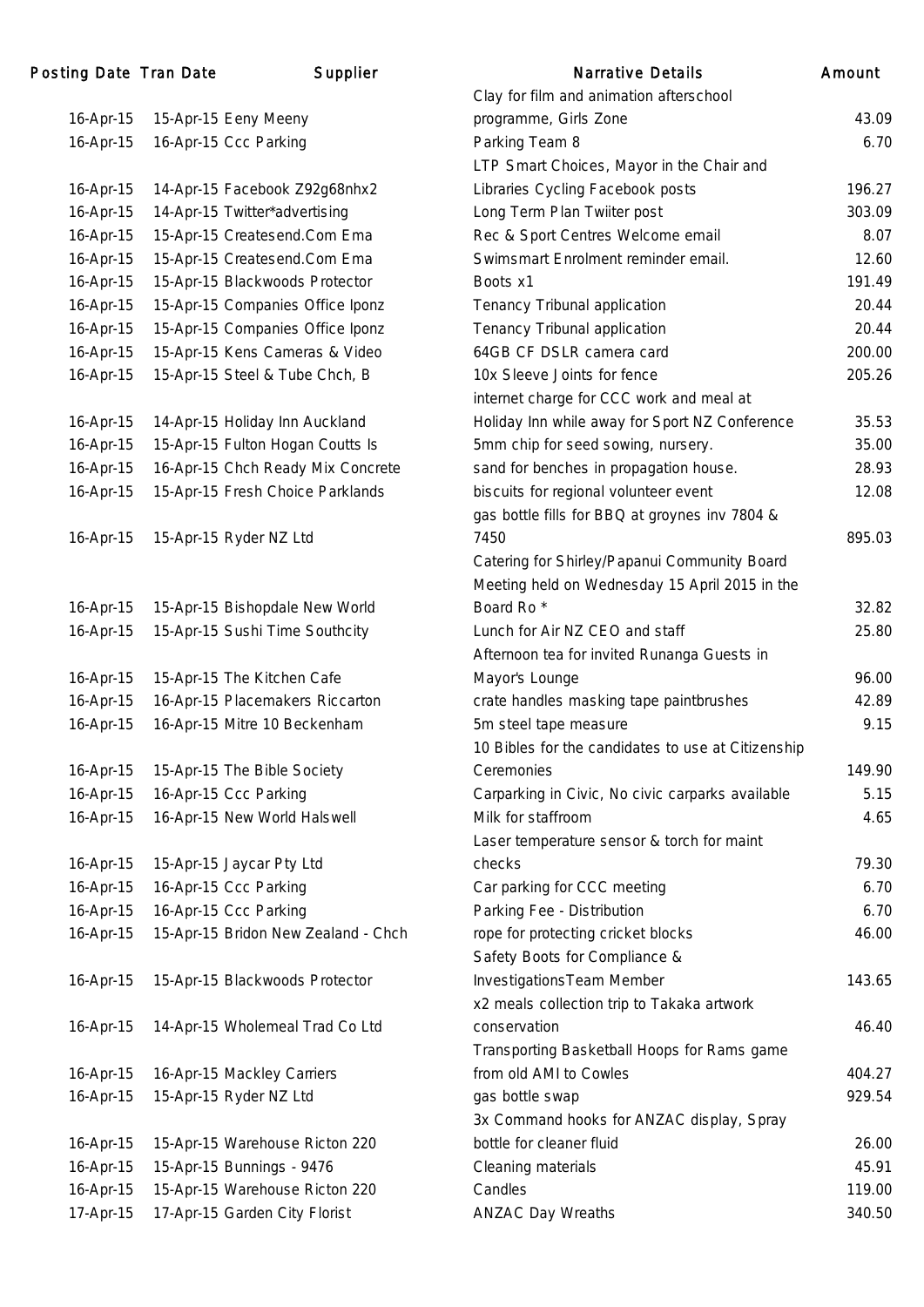| Posting Date | Tran Date | Supplier | Narrative Details | Amount |
|---|---|---|---|---|
| 16-Apr-15 | 15-Apr-15 | Eeny Meeny | Clay for film and animation afterschool programme, Girls Zone | 43.09 |
| 16-Apr-15 | 16-Apr-15 | Ccc Parking | Parking Team 8 | 6.70 |
| 16-Apr-15 | 14-Apr-15 | Facebook Z92g68nhx2 | LTP Smart Choices, Mayor in the Chair and Libraries Cycling Facebook posts | 196.27 |
| 16-Apr-15 | 14-Apr-15 | Twitter*advertising | Long Term Plan Twiiter post | 303.09 |
| 16-Apr-15 | 15-Apr-15 | Createsend.Com Ema | Rec & Sport Centres Welcome email | 8.07 |
| 16-Apr-15 | 15-Apr-15 | Createsend.Com Ema | Swimsmart Enrolment reminder email. | 12.60 |
| 16-Apr-15 | 15-Apr-15 | Blackwoods Protector | Boots x1 | 191.49 |
| 16-Apr-15 | 15-Apr-15 | Companies Office Iponz | Tenancy Tribunal application | 20.44 |
| 16-Apr-15 | 15-Apr-15 | Companies Office Iponz | Tenancy Tribunal application | 20.44 |
| 16-Apr-15 | 15-Apr-15 | Kens Cameras & Video | 64GB CF DSLR camera card | 200.00 |
| 16-Apr-15 | 15-Apr-15 | Steel & Tube Chch, B | 10x Sleeve Joints for fence | 205.26 |
| 16-Apr-15 | 14-Apr-15 | Holiday Inn Auckland | internet charge for CCC work and meal at Holiday Inn while away for Sport NZ Conference | 35.53 |
| 16-Apr-15 | 15-Apr-15 | Fulton Hogan Coutts Is | 5mm chip for seed sowing, nursery. | 35.00 |
| 16-Apr-15 | 16-Apr-15 | Chch Ready Mix Concrete | sand for benches in propagation house. | 28.93 |
| 16-Apr-15 | 15-Apr-15 | Fresh Choice Parklands | biscuits for regional volunteer event | 12.08 |
| 16-Apr-15 | 15-Apr-15 | Ryder NZ Ltd | gas bottle fills for BBQ at groynes inv 7804 & 7450 | 895.03 |
| 16-Apr-15 | 15-Apr-15 | Bishopdale New World | Catering for Shirley/Papanui Community Board Meeting held on Wednesday 15 April 2015 in the Board Ro * | 32.82 |
| 16-Apr-15 | 15-Apr-15 | Sushi Time Southcity | Lunch for Air NZ CEO and staff | 25.80 |
| 16-Apr-15 | 15-Apr-15 | The Kitchen Cafe | Afternoon tea for invited Runanga Guests in Mayor's Lounge | 96.00 |
| 16-Apr-15 | 16-Apr-15 | Placemakers Riccarton | crate handles masking tape paintbrushes | 42.89 |
| 16-Apr-15 | 16-Apr-15 | Mitre 10 Beckenham | 5m steel tape measure | 9.15 |
| 16-Apr-15 | 15-Apr-15 | The Bible Society | 10 Bibles for the candidates to use at Citizenship Ceremonies | 149.90 |
| 16-Apr-15 | 16-Apr-15 | Ccc Parking | Carparking in Civic, No civic carparks available | 5.15 |
| 16-Apr-15 | 16-Apr-15 | New World Halswell | Milk for staffroom | 4.65 |
| 16-Apr-15 | 15-Apr-15 | Jaycar Pty Ltd | Laser temperature sensor & torch for maint checks | 79.30 |
| 16-Apr-15 | 16-Apr-15 | Ccc Parking | Car parking for CCC meeting | 6.70 |
| 16-Apr-15 | 16-Apr-15 | Ccc Parking | Parking Fee - Distribution | 6.70 |
| 16-Apr-15 | 15-Apr-15 | Bridon New Zealand - Chch | rope for protecting cricket blocks | 46.00 |
| 16-Apr-15 | 15-Apr-15 | Blackwoods Protector | Safety Boots for Compliance & InvestigationsTeam Member | 143.65 |
| 16-Apr-15 | 14-Apr-15 | Wholemeal Trad Co Ltd | x2 meals collection trip to Takaka artwork conservation | 46.40 |
| 16-Apr-15 | 16-Apr-15 | Mackley Carriers | Transporting Basketball Hoops for Rams game from old AMI to Cowles | 404.27 |
| 16-Apr-15 | 15-Apr-15 | Ryder NZ Ltd | gas bottle swap | 929.54 |
| 16-Apr-15 | 15-Apr-15 | Warehouse Ricton 220 | 3x Command hooks for ANZAC display, Spray bottle for cleaner fluid | 26.00 |
| 16-Apr-15 | 15-Apr-15 | Bunnings - 9476 | Cleaning materials | 45.91 |
| 16-Apr-15 | 15-Apr-15 | Warehouse Ricton 220 | Candles | 119.00 |
| 17-Apr-15 | 17-Apr-15 | Garden City Florist | ANZAC Day Wreaths | 340.50 |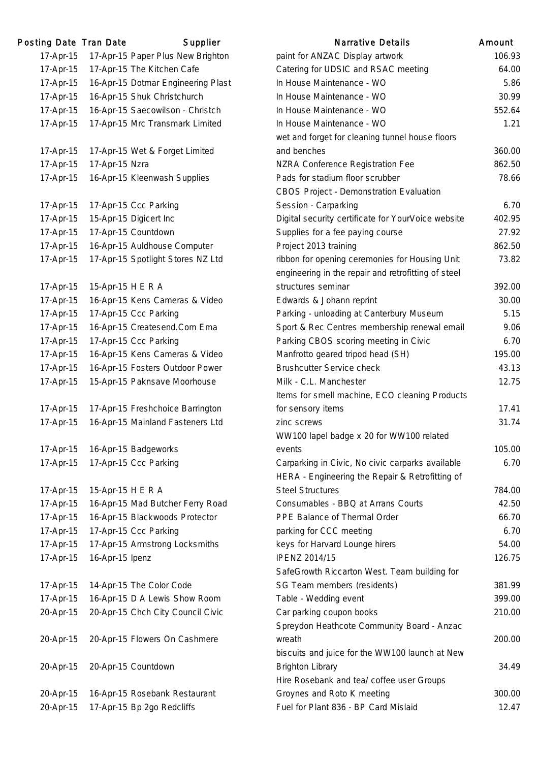| Posting Date | Tran Date | Supplier | Narrative Details | Amount |
|---|---|---|---|---|
| 17-Apr-15 | 17-Apr-15 | Paper Plus New Brighton | paint for ANZAC Display artwork | 106.93 |
| 17-Apr-15 | 17-Apr-15 | The Kitchen Cafe | Catering for UDSIC and RSAC meeting | 64.00 |
| 17-Apr-15 | 16-Apr-15 | Dotmar Engineering Plast | In House Maintenance - WO | 5.86 |
| 17-Apr-15 | 16-Apr-15 | Shuk Christchurch | In House Maintenance - WO | 30.99 |
| 17-Apr-15 | 16-Apr-15 | Saecowilson - Christch | In House Maintenance - WO | 552.64 |
| 17-Apr-15 | 17-Apr-15 | Mrc Transmark Limited | In House Maintenance - WO | 1.21 |
| 17-Apr-15 | 17-Apr-15 | Wet & Forget Limited | wet and forget for cleaning tunnel house floors and benches | 360.00 |
| 17-Apr-15 | 17-Apr-15 | Nzra | NZRA Conference Registration Fee | 862.50 |
| 17-Apr-15 | 16-Apr-15 | Kleenwash Supplies | Pads for stadium floor scrubber | 78.66 |
| 17-Apr-15 | 17-Apr-15 | Ccc Parking | CBOS Project - Demonstration Evaluation Session - Carparking | 6.70 |
| 17-Apr-15 | 15-Apr-15 | Digicert Inc | Digital security certificate for YourVoice website | 402.95 |
| 17-Apr-15 | 17-Apr-15 | Countdown | Supplies for a fee paying course | 27.92 |
| 17-Apr-15 | 16-Apr-15 | Auldhouse Computer | Project 2013 training | 862.50 |
| 17-Apr-15 | 17-Apr-15 | Spotlight Stores NZ Ltd | ribbon for opening ceremonies for Housing Unit | 73.82 |
| 17-Apr-15 | 15-Apr-15 | H E R A | engineering in the repair and retrofitting of steel structures seminar | 392.00 |
| 17-Apr-15 | 16-Apr-15 | Kens Cameras & Video | Edwards & Johann reprint | 30.00 |
| 17-Apr-15 | 17-Apr-15 | Ccc Parking | Parking - unloading at Canterbury Museum | 5.15 |
| 17-Apr-15 | 16-Apr-15 | Createsend.Com Ema | Sport & Rec Centres membership renewal email | 9.06 |
| 17-Apr-15 | 17-Apr-15 | Ccc Parking | Parking CBOS scoring meeting in Civic | 6.70 |
| 17-Apr-15 | 16-Apr-15 | Kens Cameras & Video | Manfrotto geared tripod head (SH) | 195.00 |
| 17-Apr-15 | 16-Apr-15 | Fosters Outdoor Power | Brushcutter Service check | 43.13 |
| 17-Apr-15 | 15-Apr-15 | Paknsave Moorhouse | Milk - C.L. Manchester | 12.75 |
| 17-Apr-15 | 17-Apr-15 | Freshchoice Barrington | Items for smell machine, ECO cleaning Products for sensory items | 17.41 |
| 17-Apr-15 | 16-Apr-15 | Mainland Fasteners Ltd | zinc screws | 31.74 |
| 17-Apr-15 | 16-Apr-15 | Badgeworks | WW100 lapel badge x 20 for WW100 related events | 105.00 |
| 17-Apr-15 | 17-Apr-15 | Ccc Parking | Carparking in Civic, No civic carparks available | 6.70 |
| 17-Apr-15 | 15-Apr-15 | H E R A | HERA - Engineering the Repair & Retrofitting of Steel Structures | 784.00 |
| 17-Apr-15 | 16-Apr-15 | Mad Butcher Ferry Road | Consumables - BBQ at Arrans Courts | 42.50 |
| 17-Apr-15 | 16-Apr-15 | Blackwoods Protector | PPE Balance of Thermal Order | 66.70 |
| 17-Apr-15 | 17-Apr-15 | Ccc Parking | parking for CCC meeting | 6.70 |
| 17-Apr-15 | 17-Apr-15 | Armstrong Locksmiths | keys for Harvard Lounge hirers | 54.00 |
| 17-Apr-15 | 16-Apr-15 | Ipenz | IPENZ 2014/15 | 126.75 |
| 17-Apr-15 | 14-Apr-15 | The Color Code | SafeGrowth Riccarton West. Team building for SG Team members (residents) | 381.99 |
| 17-Apr-15 | 16-Apr-15 | D A Lewis Show Room | Table - Wedding event | 399.00 |
| 20-Apr-15 | 20-Apr-15 | Chch City Council Civic | Car parking coupon books | 210.00 |
| 20-Apr-15 | 20-Apr-15 | Flowers On Cashmere | Spreydon Heathcote Community Board - Anzac wreath | 200.00 |
| 20-Apr-15 | 20-Apr-15 | Countdown | biscuits and juice for the WW100 launch at New Brighton Library | 34.49 |
| 20-Apr-15 | 16-Apr-15 | Rosebank Restaurant | Hire Rosebank and tea/ coffee user Groups Groynes and Roto K meeting | 300.00 |
| 20-Apr-15 | 17-Apr-15 | Bp 2go Redcliffs | Fuel for Plant 836 - BP Card Mislaid | 12.47 |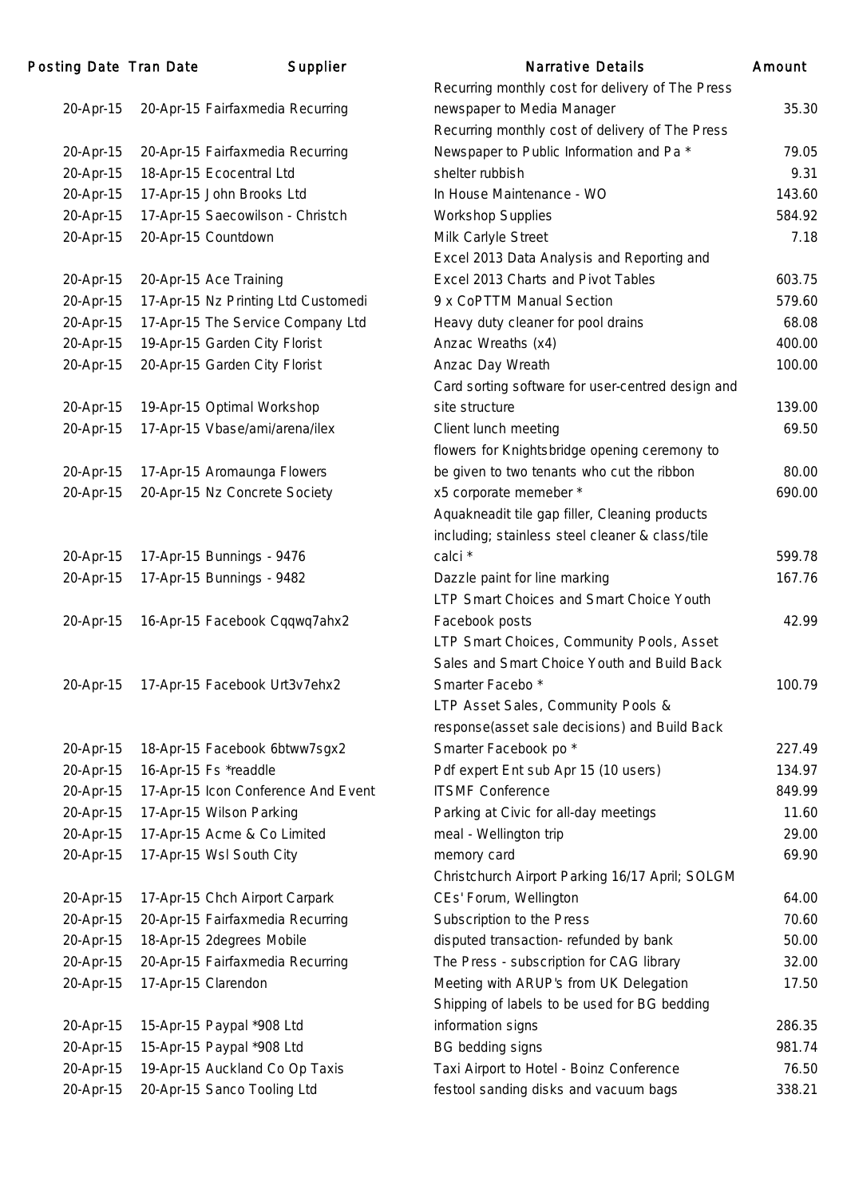| Posting Date | Tran Date | Supplier | Narrative Details | Amount |
|---|---|---|---|---|
| 20-Apr-15 | 20-Apr-15 | Fairfaxmedia Recurring | Recurring monthly cost for delivery of The Press newspaper to Media Manager | 35.30 |
| 20-Apr-15 | 20-Apr-15 | Fairfaxmedia Recurring | Recurring monthly cost of delivery of The Press Newspaper to Public Information and Pa * | 79.05 |
| 20-Apr-15 | 18-Apr-15 | Ecocentral Ltd | shelter rubbish | 9.31 |
| 20-Apr-15 | 17-Apr-15 | John Brooks Ltd | In House Maintenance - WO | 143.60 |
| 20-Apr-15 | 17-Apr-15 | Saecowilson - Christch | Workshop Supplies | 584.92 |
| 20-Apr-15 | 20-Apr-15 | Countdown | Milk Carlyle Street | 7.18 |
| 20-Apr-15 | 20-Apr-15 | Ace Training | Excel 2013 Data Analysis and Reporting and Excel 2013 Charts and Pivot Tables | 603.75 |
| 20-Apr-15 | 17-Apr-15 | Nz Printing Ltd Customedi | 9 x CoPTTM Manual Section | 579.60 |
| 20-Apr-15 | 17-Apr-15 | The Service Company Ltd | Heavy duty cleaner for pool drains | 68.08 |
| 20-Apr-15 | 19-Apr-15 | Garden City Florist | Anzac Wreaths (x4) | 400.00 |
| 20-Apr-15 | 20-Apr-15 | Garden City Florist | Anzac Day Wreath | 100.00 |
| 20-Apr-15 | 19-Apr-15 | Optimal Workshop | Card sorting software for user-centred design and site structure | 139.00 |
| 20-Apr-15 | 17-Apr-15 | Vbase/ami/arena/ilex | Client lunch meeting | 69.50 |
| 20-Apr-15 | 17-Apr-15 | Aromaunga Flowers | flowers for Knightsbridge opening ceremony to be given to two tenants who cut the ribbon | 80.00 |
| 20-Apr-15 | 20-Apr-15 | Nz Concrete Society | x5 corporate memeber * | 690.00 |
| 20-Apr-15 | 17-Apr-15 | Bunnings - 9476 | Aquakneadit tile gap filler, Cleaning products including; stainless steel cleaner & class/tile calci * | 599.78 |
| 20-Apr-15 | 17-Apr-15 | Bunnings - 9482 | Dazzle paint for line marking | 167.76 |
| 20-Apr-15 | 16-Apr-15 | Facebook Cqqwq7ahx2 | LTP Smart Choices and Smart Choice Youth Facebook posts | 42.99 |
| 20-Apr-15 | 17-Apr-15 | Facebook Urt3v7ehx2 | LTP Smart Choices, Community Pools, Asset Sales and Smart Choice Youth and Build Back Smarter Facebo * | 100.79 |
| 20-Apr-15 | 18-Apr-15 | Facebook 6btww7sgx2 | LTP Asset Sales, Community Pools & response(asset sale decisions) and Build Back Smarter Facebook po * | 227.49 |
| 20-Apr-15 | 16-Apr-15 | Fs *readdle | Pdf expert Ent sub Apr 15 (10 users) | 134.97 |
| 20-Apr-15 | 17-Apr-15 | Icon Conference And Event | ITSMF Conference | 849.99 |
| 20-Apr-15 | 17-Apr-15 | Wilson Parking | Parking at Civic for all-day meetings | 11.60 |
| 20-Apr-15 | 17-Apr-15 | Acme & Co Limited | meal - Wellington trip | 29.00 |
| 20-Apr-15 | 17-Apr-15 | Wsl South City | memory card | 69.90 |
| 20-Apr-15 | 17-Apr-15 | Chch Airport Carpark | Christchurch Airport Parking 16/17 April; SOLGM CEs' Forum, Wellington | 64.00 |
| 20-Apr-15 | 20-Apr-15 | Fairfaxmedia Recurring | Subscription to the Press | 70.60 |
| 20-Apr-15 | 18-Apr-15 | 2degrees Mobile | disputed transaction- refunded by bank | 50.00 |
| 20-Apr-15 | 20-Apr-15 | Fairfaxmedia Recurring | The Press - subscription for CAG library | 32.00 |
| 20-Apr-15 | 17-Apr-15 | Clarendon | Meeting with ARUP's from UK Delegation | 17.50 |
| 20-Apr-15 | 15-Apr-15 | Paypal *908 Ltd | Shipping of labels to be used for BG bedding information signs | 286.35 |
| 20-Apr-15 | 15-Apr-15 | Paypal *908 Ltd | BG bedding signs | 981.74 |
| 20-Apr-15 | 19-Apr-15 | Auckland Co Op Taxis | Taxi Airport to Hotel - Boinz Conference | 76.50 |
| 20-Apr-15 | 20-Apr-15 | Sanco Tooling Ltd | festool sanding disks and vacuum bags | 338.21 |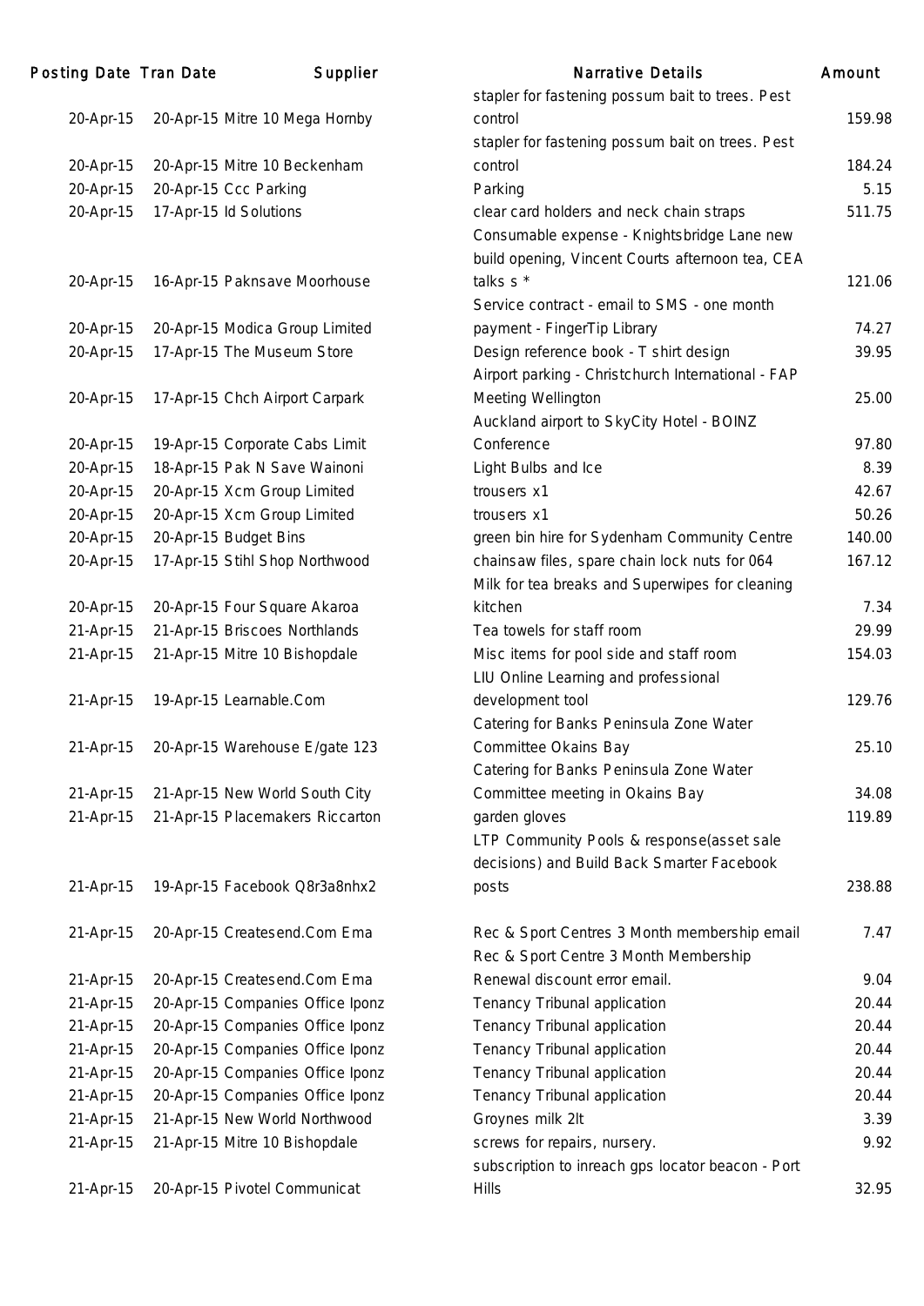| Posting Date | Tran Date | Supplier | Narrative Details | Amount |
| --- | --- | --- | --- | --- |
| 20-Apr-15 | 20-Apr-15 | Mitre 10 Mega Hornby | stapler for fastening possum bait to trees. Pest control | 159.98 |
| 20-Apr-15 | 20-Apr-15 | Mitre 10 Beckenham | stapler for fastening possum bait on trees. Pest control | 184.24 |
| 20-Apr-15 | 20-Apr-15 | Ccc Parking | Parking | 5.15 |
| 20-Apr-15 | 17-Apr-15 | Id Solutions | clear card holders and neck chain straps | 511.75 |
| 20-Apr-15 | 16-Apr-15 | Paknsave Moorhouse | Consumable expense - Knightsbridge Lane new build opening, Vincent Courts afternoon tea, CEA talks s * | 121.06 |
| 20-Apr-15 | 20-Apr-15 | Modica Group Limited | Service contract - email to SMS - one month payment - FingerTip Library | 74.27 |
| 20-Apr-15 | 17-Apr-15 | The Museum Store | Design reference book - T shirt design | 39.95 |
| 20-Apr-15 | 17-Apr-15 | Chch Airport Carpark | Airport parking - Christchurch International - FAP Meeting Wellington | 25.00 |
| 20-Apr-15 | 19-Apr-15 | Corporate Cabs Limit | Auckland airport to SkyCity Hotel - BOINZ Conference | 97.80 |
| 20-Apr-15 | 18-Apr-15 | Pak N Save Wainoni | Light Bulbs and Ice | 8.39 |
| 20-Apr-15 | 20-Apr-15 | Xcm Group Limited | trousers x1 | 42.67 |
| 20-Apr-15 | 20-Apr-15 | Xcm Group Limited | trousers x1 | 50.26 |
| 20-Apr-15 | 20-Apr-15 | Budget Bins | green bin hire for Sydenham Community Centre | 140.00 |
| 20-Apr-15 | 17-Apr-15 | Stihl Shop Northwood | chainsaw files, spare chain lock nuts for 064 | 167.12 |
| 20-Apr-15 | 20-Apr-15 | Four Square Akaroa | Milk for tea breaks and Superwipes for cleaning kitchen | 7.34 |
| 21-Apr-15 | 21-Apr-15 | Briscoes Northlands | Tea towels for staff room | 29.99 |
| 21-Apr-15 | 21-Apr-15 | Mitre 10 Bishopdale | Misc items for pool side and staff room | 154.03 |
| 21-Apr-15 | 19-Apr-15 | Learnable.Com | LIU Online Learning and professional development tool | 129.76 |
| 21-Apr-15 | 20-Apr-15 | Warehouse E/gate 123 | Catering for Banks Peninsula Zone Water Committee Okains Bay | 25.10 |
| 21-Apr-15 | 21-Apr-15 | New World South City | Catering for Banks Peninsula Zone Water Committee meeting in Okains Bay | 34.08 |
| 21-Apr-15 | 21-Apr-15 | Placemakers Riccarton | garden gloves | 119.89 |
| 21-Apr-15 | 19-Apr-15 | Facebook Q8r3a8nhx2 | LTP Community Pools & response(asset sale decisions) and Build Back Smarter Facebook posts | 238.88 |
| 21-Apr-15 | 20-Apr-15 | Createsend.Com Ema | Rec & Sport Centres 3 Month membership email | 7.47 |
| 21-Apr-15 | 20-Apr-15 | Createsend.Com Ema | Rec & Sport Centre 3 Month Membership Renewal discount error email. | 9.04 |
| 21-Apr-15 | 20-Apr-15 | Companies Office Iponz | Tenancy Tribunal application | 20.44 |
| 21-Apr-15 | 20-Apr-15 | Companies Office Iponz | Tenancy Tribunal application | 20.44 |
| 21-Apr-15 | 20-Apr-15 | Companies Office Iponz | Tenancy Tribunal application | 20.44 |
| 21-Apr-15 | 20-Apr-15 | Companies Office Iponz | Tenancy Tribunal application | 20.44 |
| 21-Apr-15 | 20-Apr-15 | Companies Office Iponz | Tenancy Tribunal application | 20.44 |
| 21-Apr-15 | 21-Apr-15 | New World Northwood | Groynes milk 2lt | 3.39 |
| 21-Apr-15 | 21-Apr-15 | Mitre 10 Bishopdale | screws for repairs, nursery. | 9.92 |
| 21-Apr-15 | 20-Apr-15 | Pivotel Communicat | subscription to inreach gps locator beacon - Port Hills | 32.95 |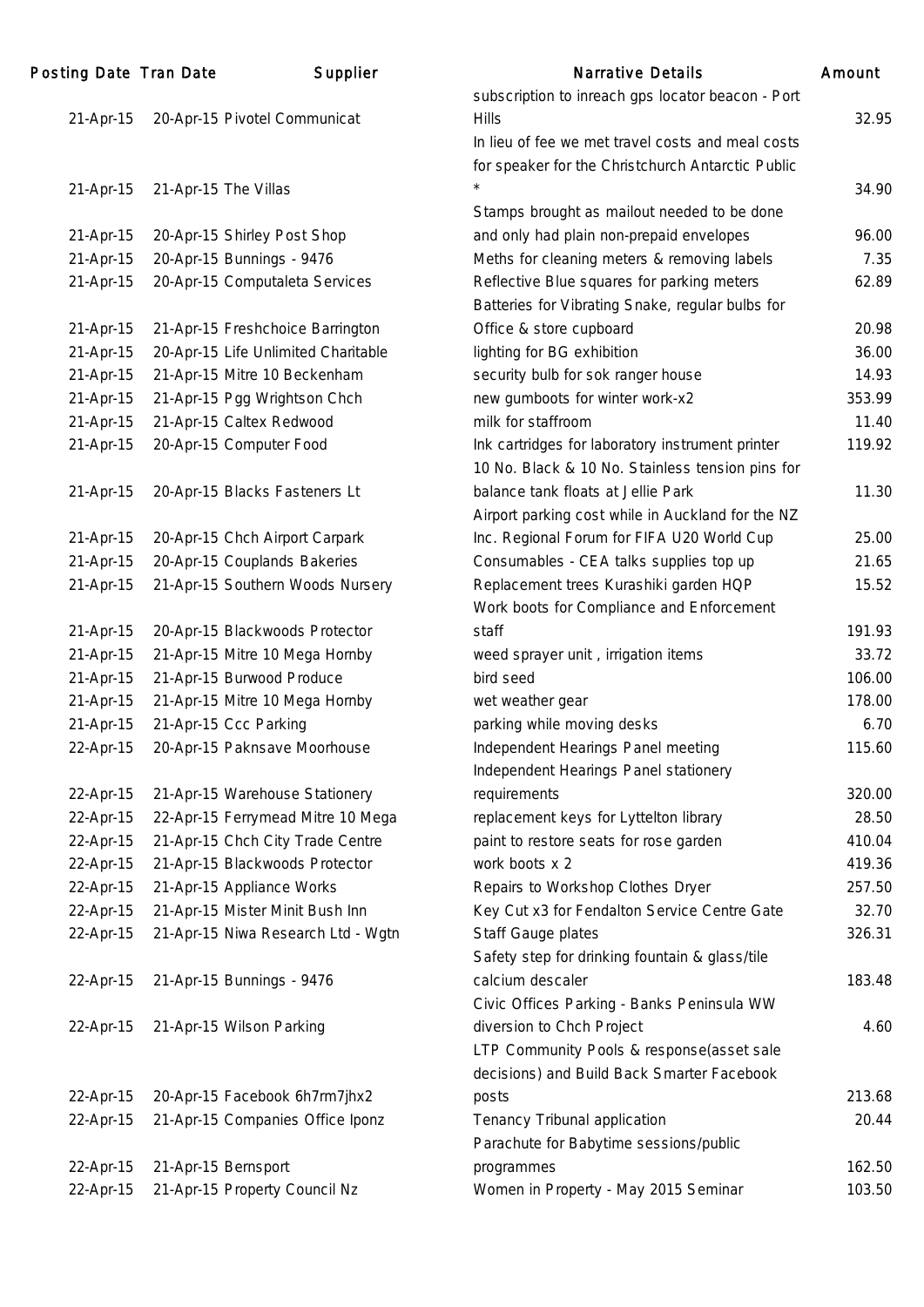| Posting Date | Tran Date | Supplier | Narrative Details | Amount |
|---|---|---|---|---|
| 21-Apr-15 | 20-Apr-15 | Pivotel Communicat | subscription to inreach gps locator beacon - Port Hills | 32.95 |
| 21-Apr-15 | 21-Apr-15 | The Villas | In lieu of fee we met travel costs and meal costs for speaker for the Christchurch Antarctic Public * | 34.90 |
| 21-Apr-15 | 20-Apr-15 | Shirley Post Shop | Stamps brought as mailout needed to be done and only had plain non-prepaid envelopes | 96.00 |
| 21-Apr-15 | 20-Apr-15 | Bunnings - 9476 | Meths for cleaning meters & removing labels | 7.35 |
| 21-Apr-15 | 20-Apr-15 | Computaleta Services | Reflective Blue squares for parking meters | 62.89 |
| 21-Apr-15 | 21-Apr-15 | Freshchoice Barrington | Batteries for Vibrating Snake, regular bulbs for Office & store cupboard | 20.98 |
| 21-Apr-15 | 20-Apr-15 | Life Unlimited Charitable | lighting for BG exhibition | 36.00 |
| 21-Apr-15 | 21-Apr-15 | Mitre 10 Beckenham | security bulb for sok ranger house | 14.93 |
| 21-Apr-15 | 21-Apr-15 | Pgg Wrightson Chch | new gumboots for winter work-x2 | 353.99 |
| 21-Apr-15 | 21-Apr-15 | Caltex Redwood | milk for staffroom | 11.40 |
| 21-Apr-15 | 20-Apr-15 | Computer Food | Ink cartridges for laboratory instrument printer | 119.92 |
| 21-Apr-15 | 20-Apr-15 | Blacks Fasteners Lt | 10 No. Black & 10 No. Stainless tension pins for balance tank floats at Jellie Park | 11.30 |
| 21-Apr-15 | 20-Apr-15 | Chch Airport Carpark | Airport parking cost while in Auckland for the NZ Inc. Regional Forum for FIFA U20 World Cup | 25.00 |
| 21-Apr-15 | 20-Apr-15 | Couplands Bakeries | Consumables - CEA talks supplies top up | 21.65 |
| 21-Apr-15 | 21-Apr-15 | Southern Woods Nursery | Replacement trees Kurashiki garden HQP | 15.52 |
| 21-Apr-15 | 20-Apr-15 | Blackwoods Protector | Work boots for Compliance and Enforcement staff | 191.93 |
| 21-Apr-15 | 21-Apr-15 | Mitre 10 Mega Hornby | weed sprayer unit , irrigation items | 33.72 |
| 21-Apr-15 | 21-Apr-15 | Burwood Produce | bird seed | 106.00 |
| 21-Apr-15 | 21-Apr-15 | Mitre 10 Mega Hornby | wet weather gear | 178.00 |
| 21-Apr-15 | 21-Apr-15 | Ccc Parking | parking while moving desks | 6.70 |
| 22-Apr-15 | 20-Apr-15 | Paknsave Moorhouse | Independent Hearings Panel meeting | 115.60 |
| 22-Apr-15 | 21-Apr-15 | Warehouse Stationery | Independent Hearings Panel stationery requirements | 320.00 |
| 22-Apr-15 | 22-Apr-15 | Ferrymead Mitre 10 Mega | replacement keys for Lyttelton library | 28.50 |
| 22-Apr-15 | 21-Apr-15 | Chch City Trade Centre | paint to restore seats for rose garden | 410.04 |
| 22-Apr-15 | 21-Apr-15 | Blackwoods Protector | work boots x 2 | 419.36 |
| 22-Apr-15 | 21-Apr-15 | Appliance Works | Repairs to Workshop Clothes Dryer | 257.50 |
| 22-Apr-15 | 21-Apr-15 | Mister Minit Bush Inn | Key Cut x3 for Fendalton Service Centre Gate | 32.70 |
| 22-Apr-15 | 21-Apr-15 | Niwa Research Ltd - Wgtn | Staff Gauge plates | 326.31 |
| 22-Apr-15 | 21-Apr-15 | Bunnings - 9476 | Safety step for drinking fountain & glass/tile calcium descaler | 183.48 |
| 22-Apr-15 | 21-Apr-15 | Wilson Parking | Civic Offices Parking - Banks Peninsula WW diversion to Chch Project | 4.60 |
| 22-Apr-15 | 20-Apr-15 | Facebook 6h7rm7jhx2 | LTP Community Pools & response(asset sale decisions) and Build Back Smarter Facebook posts | 213.68 |
| 22-Apr-15 | 21-Apr-15 | Companies Office Iponz | Tenancy Tribunal application | 20.44 |
| 22-Apr-15 | 21-Apr-15 | Bernsport | Parachute for Babytime sessions/public programmes | 162.50 |
| 22-Apr-15 | 21-Apr-15 | Property Council Nz | Women in Property - May 2015 Seminar | 103.50 |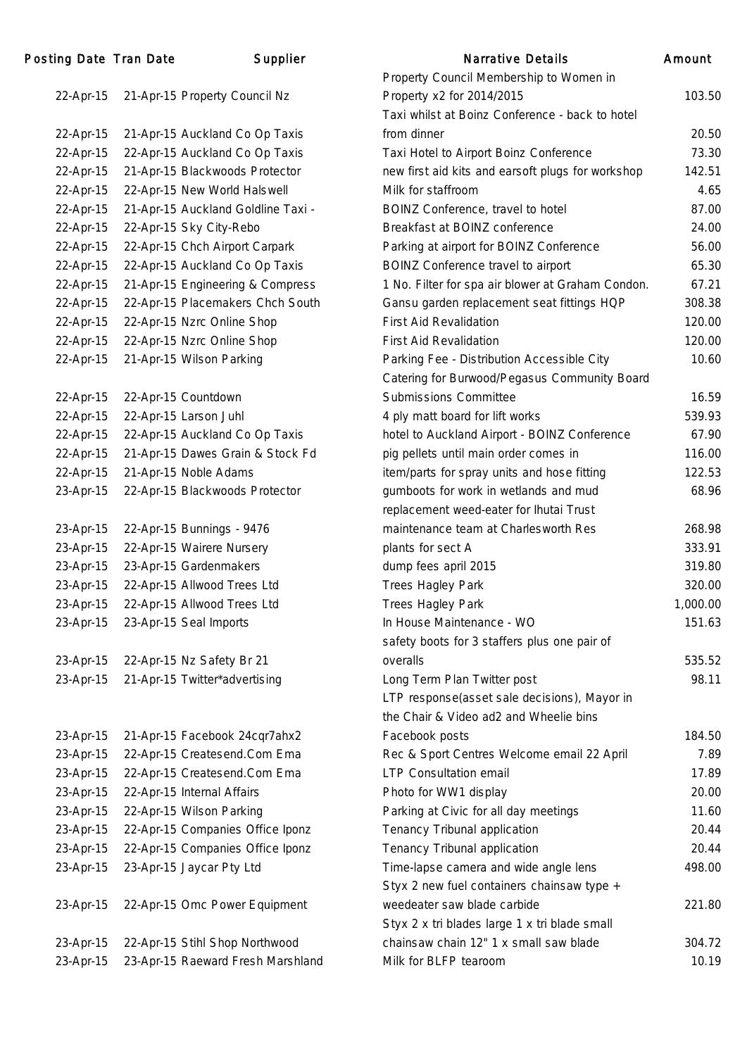| Posting Date | Tran Date | Supplier | Narrative Details | Amount |
|---|---|---|---|---|
| 22-Apr-15 | 21-Apr-15 | Property Council Nz | Property Council Membership to Women in Property x2 for 2014/2015 | 103.50 |
| 22-Apr-15 | 21-Apr-15 | Auckland Co Op Taxis | Taxi whilst at Boinz Conference - back to hotel from dinner | 20.50 |
| 22-Apr-15 | 22-Apr-15 | Auckland Co Op Taxis | Taxi Hotel to Airport Boinz Conference | 73.30 |
| 22-Apr-15 | 21-Apr-15 | Blackwoods Protector | new first aid kits and earsoft plugs for workshop | 142.51 |
| 22-Apr-15 | 22-Apr-15 | New World Halswell | Milk for staffroom | 4.65 |
| 22-Apr-15 | 21-Apr-15 | Auckland Goldline Taxi - | BOINZ Conference, travel to hotel | 87.00 |
| 22-Apr-15 | 22-Apr-15 | Sky City-Rebo | Breakfast at BOINZ conference | 24.00 |
| 22-Apr-15 | 22-Apr-15 | Chch Airport Carpark | Parking at airport for BOINZ Conference | 56.00 |
| 22-Apr-15 | 22-Apr-15 | Auckland Co Op Taxis | BOINZ Conference travel to airport | 65.30 |
| 22-Apr-15 | 21-Apr-15 | Engineering & Compress | 1 No. Filter for spa air blower at Graham Condon. | 67.21 |
| 22-Apr-15 | 22-Apr-15 | Placemakers Chch South | Gansu garden replacement seat fittings HQP | 308.38 |
| 22-Apr-15 | 22-Apr-15 | Nzrc Online Shop | First Aid Revalidation | 120.00 |
| 22-Apr-15 | 22-Apr-15 | Nzrc Online Shop | First Aid Revalidation | 120.00 |
| 22-Apr-15 | 21-Apr-15 | Wilson Parking | Parking Fee - Distribution Accessible City | 10.60 |
| 22-Apr-15 | 22-Apr-15 | Countdown | Catering for Burwood/Pegasus Community Board Submissions Committee | 16.59 |
| 22-Apr-15 | 22-Apr-15 | Larson Juhl | 4 ply matt board for lift works | 539.93 |
| 22-Apr-15 | 22-Apr-15 | Auckland Co Op Taxis | hotel to Auckland Airport - BOINZ Conference | 67.90 |
| 22-Apr-15 | 21-Apr-15 | Dawes Grain & Stock Fd | pig pellets until main order comes in | 116.00 |
| 22-Apr-15 | 21-Apr-15 | Noble Adams | item/parts for spray units and hose fitting | 122.53 |
| 23-Apr-15 | 22-Apr-15 | Blackwoods Protector | gumboots for work in wetlands and mud | 68.96 |
| 23-Apr-15 | 22-Apr-15 | Bunnings - 9476 | replacement weed-eater for Ihutai Trust maintenance team at Charlesworth Res | 268.98 |
| 23-Apr-15 | 22-Apr-15 | Wairere Nursery | plants for sect A | 333.91 |
| 23-Apr-15 | 23-Apr-15 | Gardenmakers | dump fees april 2015 | 319.80 |
| 23-Apr-15 | 22-Apr-15 | Allwood Trees Ltd | Trees Hagley Park | 320.00 |
| 23-Apr-15 | 22-Apr-15 | Allwood Trees Ltd | Trees Hagley Park | 1,000.00 |
| 23-Apr-15 | 23-Apr-15 | Seal Imports | In House Maintenance - WO | 151.63 |
| 23-Apr-15 | 22-Apr-15 | Nz Safety Br 21 | safety boots for 3 staffers plus one pair of overalls | 535.52 |
| 23-Apr-15 | 21-Apr-15 | Twitter*advertising | Long Term Plan Twitter post | 98.11 |
| 23-Apr-15 | 21-Apr-15 | Facebook 24cqr7ahx2 | LTP response(asset sale decisions), Mayor in the Chair & Video ad2 and Wheelie bins Facebook posts | 184.50 |
| 23-Apr-15 | 22-Apr-15 | Createsend.Com Ema | Rec & Sport Centres Welcome email 22 April | 7.89 |
| 23-Apr-15 | 22-Apr-15 | Createsend.Com Ema | LTP Consultation email | 17.89 |
| 23-Apr-15 | 22-Apr-15 | Internal Affairs | Photo for WW1 display | 20.00 |
| 23-Apr-15 | 22-Apr-15 | Wilson Parking | Parking at Civic for all day meetings | 11.60 |
| 23-Apr-15 | 22-Apr-15 | Companies Office Iponz | Tenancy Tribunal application | 20.44 |
| 23-Apr-15 | 22-Apr-15 | Companies Office Iponz | Tenancy Tribunal application | 20.44 |
| 23-Apr-15 | 23-Apr-15 | Jaycar Pty Ltd | Time-lapse camera and wide angle lens | 498.00 |
| 23-Apr-15 | 22-Apr-15 | Omc Power Equipment | Styx 2 new fuel containers chainsaw type + weedeater saw blade carbide | 221.80 |
| 23-Apr-15 | 22-Apr-15 | Stihl Shop Northwood | Styx 2 x tri blades large 1 x tri blade small chainsaw chain 12" 1 x small saw blade | 304.72 |
| 23-Apr-15 | 23-Apr-15 | Raeward Fresh Marshland | Milk for BLFP tearoom | 10.19 |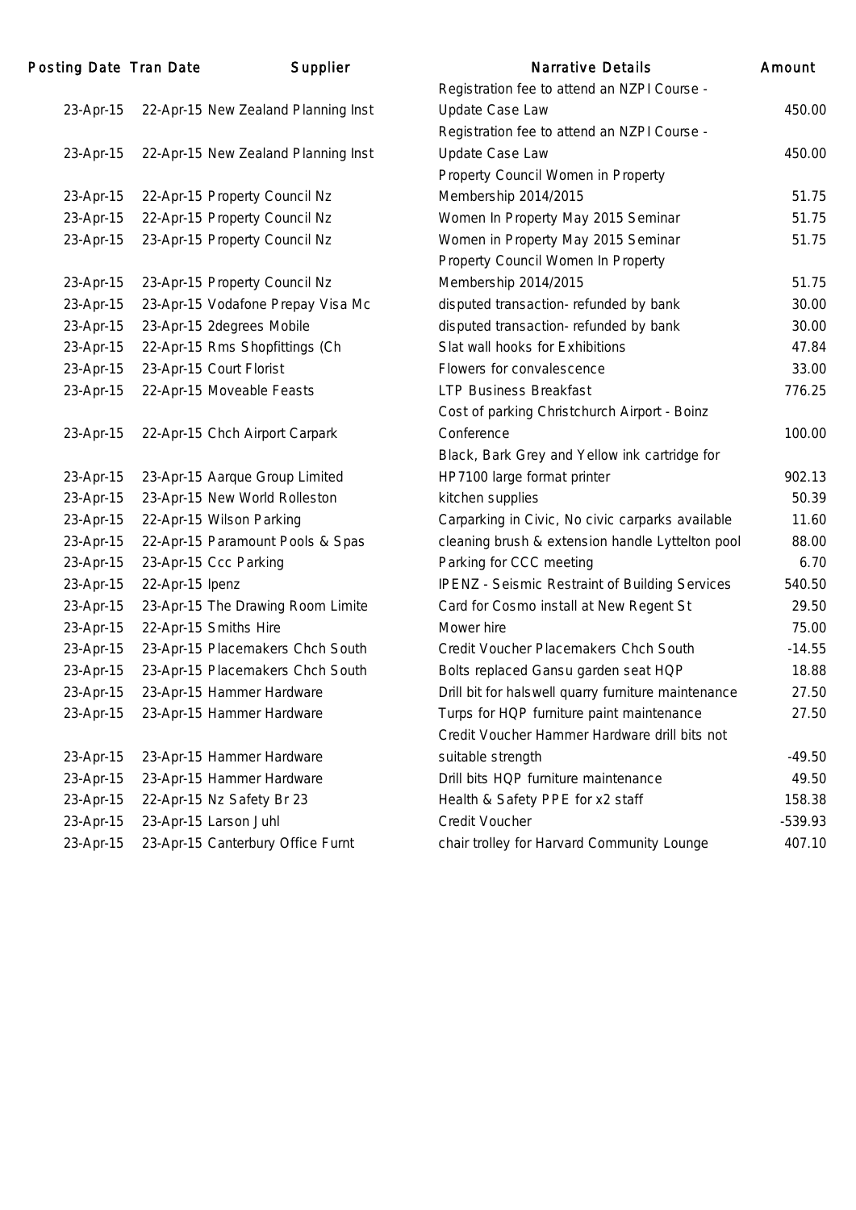| Posting Date | Tran Date | Supplier | Narrative Details | Amount |
|---|---|---|---|---|
| 23-Apr-15 | 22-Apr-15 | New Zealand Planning Inst | Registration fee to attend an NZPI Course - Update Case Law | 450.00 |
| 23-Apr-15 | 22-Apr-15 | New Zealand Planning Inst | Registration fee to attend an NZPI Course - Update Case Law | 450.00 |
| 23-Apr-15 | 22-Apr-15 | Property Council Nz | Property Council Women in Property Membership 2014/2015 | 51.75 |
| 23-Apr-15 | 22-Apr-15 | Property Council Nz | Women In Property May 2015 Seminar | 51.75 |
| 23-Apr-15 | 23-Apr-15 | Property Council Nz | Women in Property May 2015 Seminar | 51.75 |
| 23-Apr-15 | 23-Apr-15 | Property Council Nz | Property Council Women In Property Membership 2014/2015 | 51.75 |
| 23-Apr-15 | 23-Apr-15 | Vodafone Prepay Visa Mc | disputed transaction- refunded by bank | 30.00 |
| 23-Apr-15 | 23-Apr-15 | 2degrees Mobile | disputed transaction- refunded by bank | 30.00 |
| 23-Apr-15 | 22-Apr-15 | Rms Shopfittings (Ch | Slat wall hooks for Exhibitions | 47.84 |
| 23-Apr-15 | 23-Apr-15 | Court Florist | Flowers for convalescence | 33.00 |
| 23-Apr-15 | 22-Apr-15 | Moveable Feasts | LTP Business Breakfast | 776.25 |
| 23-Apr-15 | 22-Apr-15 | Chch Airport Carpark | Cost of parking Christchurch Airport - Boinz Conference | 100.00 |
| 23-Apr-15 | 23-Apr-15 | Aarque Group Limited | Black, Bark Grey and Yellow ink cartridge for HP7100 large format printer | 902.13 |
| 23-Apr-15 | 23-Apr-15 | New World Rolleston | kitchen supplies | 50.39 |
| 23-Apr-15 | 22-Apr-15 | Wilson Parking | Carparking in Civic, No civic carparks available | 11.60 |
| 23-Apr-15 | 22-Apr-15 | Paramount Pools & Spas | cleaning brush & extension handle Lyttelton pool | 88.00 |
| 23-Apr-15 | 23-Apr-15 | Ccc Parking | Parking for CCC meeting | 6.70 |
| 23-Apr-15 | 22-Apr-15 | Ipenz | IPENZ - Seismic Restraint of Building Services | 540.50 |
| 23-Apr-15 | 23-Apr-15 | The Drawing Room Limite | Card for Cosmo install at New Regent St | 29.50 |
| 23-Apr-15 | 22-Apr-15 | Smiths Hire | Mower hire | 75.00 |
| 23-Apr-15 | 23-Apr-15 | Placemakers Chch South | Credit Voucher Placemakers Chch South | -14.55 |
| 23-Apr-15 | 23-Apr-15 | Placemakers Chch South | Bolts replaced Gansu garden seat HQP | 18.88 |
| 23-Apr-15 | 23-Apr-15 | Hammer Hardware | Drill bit for halswell quarry furniture maintenance | 27.50 |
| 23-Apr-15 | 23-Apr-15 | Hammer Hardware | Turps for HQP furniture paint maintenance | 27.50 |
| 23-Apr-15 | 23-Apr-15 | Hammer Hardware | Credit Voucher Hammer Hardware drill bits not suitable strength | -49.50 |
| 23-Apr-15 | 23-Apr-15 | Hammer Hardware | Drill bits HQP furniture maintenance | 49.50 |
| 23-Apr-15 | 22-Apr-15 | Nz Safety Br 23 | Health & Safety PPE for x2 staff | 158.38 |
| 23-Apr-15 | 23-Apr-15 | Larson Juhl | Credit Voucher | -539.93 |
| 23-Apr-15 | 23-Apr-15 | Canterbury Office Furnt | chair trolley for Harvard Community Lounge | 407.10 |